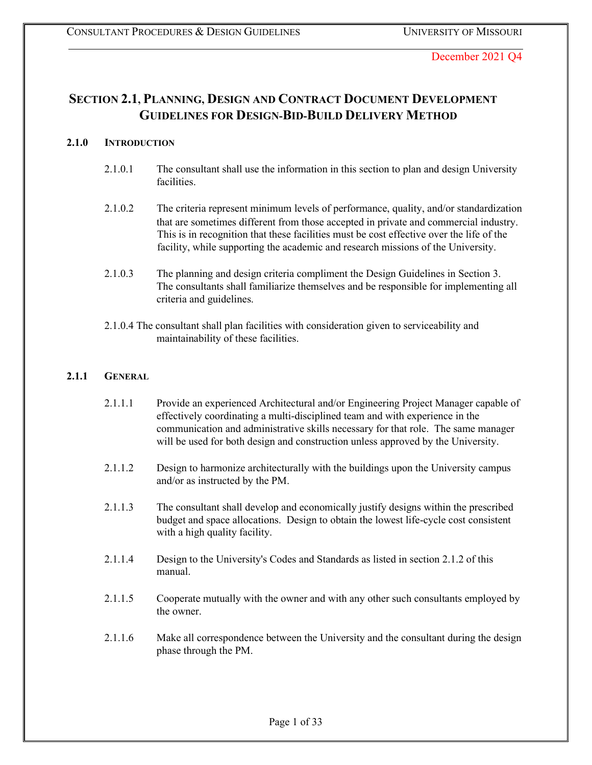December 2021 Q4

# SECTION 2.1, PLANNING, DESIGN AND CONTRACT DOCUMENT DEVELOPMENT GUIDELINES FOR DESIGN-BID-BUILD DELIVERY METHOD

## 2.1.0 INTRODUCTION

2.1.0.1 The consultant shall use the information in this section to plan and design University facilities.

2.1.0.2 The criteria represent minimum levels of performance, quality, and/or standardization that are sometimes different from those accepted in private and commercial industry. This is in recognition that these facilities must be cost effective over the life of the facility, while supporting the academic and research missions of the University.

2.1.0.3 The planning and design criteria compliment the Design Guidelines in Section 3. The consultants shall familiarize themselves and be responsible for implementing all criteria and guidelines.

2.1.0.4 The consultant shall plan facilities with consideration given to serviceability and maintainability of these facilities.

## 2.1.1 GENERAL

2.1.1.1 Provide an experienced Architectural and/or Engineering Project Manager capable of effectively coordinating a multi-disciplined team and with experience in the communication and administrative skills necessary for that role. The same manager will be used for both design and construction unless approved by the University.

2.1.1.2 Design to harmonize architecturally with the buildings upon the University campus and/or as instructed by the PM.

2.1.1.3 The consultant shall develop and economically justify designs within the prescribed budget and space allocations. Design to obtain the lowest life-cycle cost consistent with a high quality facility.

2.1.1.4 Design to the University's Codes and Standards as listed in section 2.1.2 of this manual.

2.1.1.5 Cooperate mutually with the owner and with any other such consultants employed by the owner.

2.1.1.6 Make all correspondence between the University and the consultant during the design phase through the PM.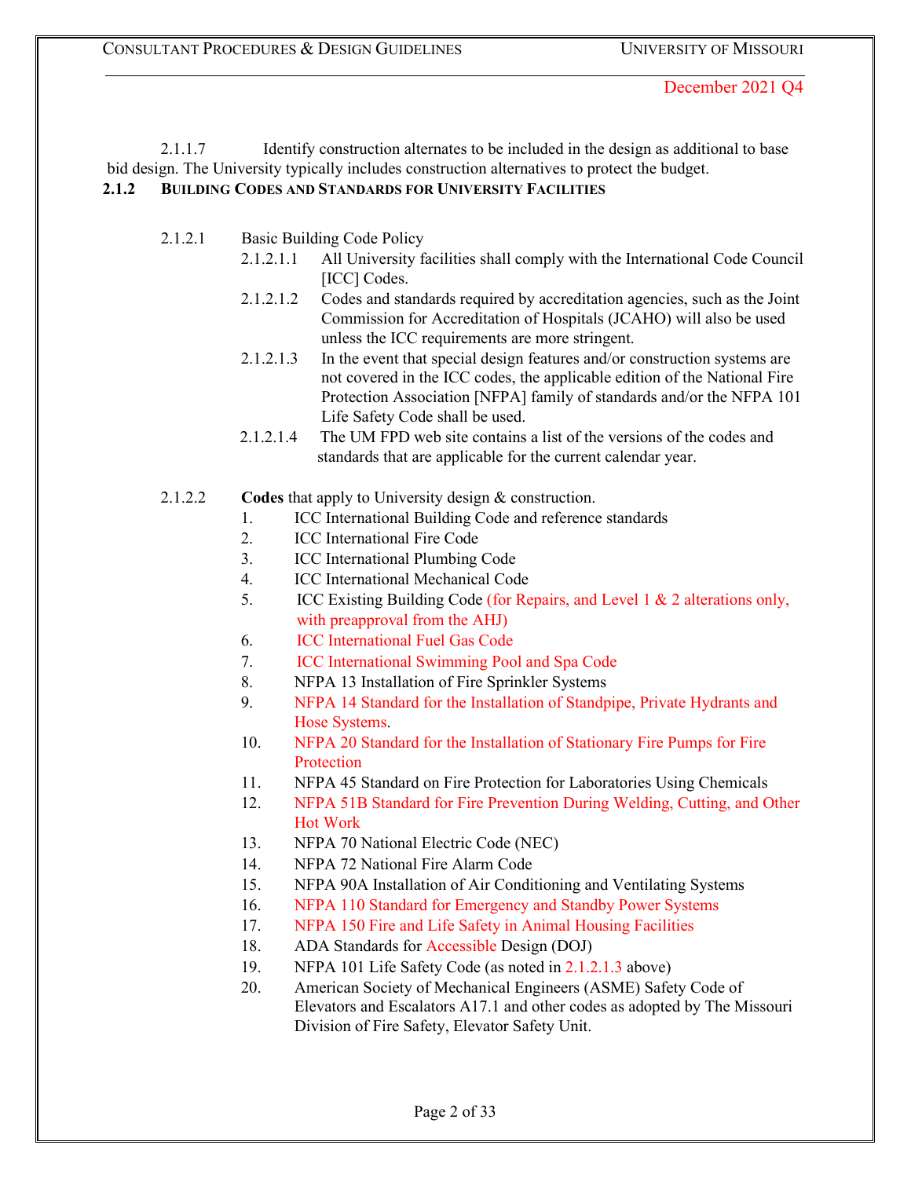2.1.1.7 Identify construction alternates to be included in the design as additional to base bid design. The University typically includes construction alternatives to protect the budget.

### 2.1.2 BUILDING CODES AND STANDARDS FOR UNIVERSITY FACILITIES

2.1.2.1 Basic Building Code Policy

2.1.2.1.1 All University facilities shall comply with the International Code Council [ICC] Codes.

2.1.2.1.2 Codes and standards required by accreditation agencies, such as the Joint Commission for Accreditation of Hospitals (JCAHO) will also be used unless the ICC requirements are more stringent.

2.1.2.1.3 In the event that special design features and/or construction systems are not covered in the ICC codes, the applicable edition of the National Fire Protection Association [NFPA] family of standards and/or the NFPA 101 Life Safety Code shall be used.

2.1.2.1.4 The UM FPD web site contains a list of the versions of the codes and standards that are applicable for the current calendar year.

2.1.2.2 **Codes** that apply to University design & construction.

1. ICC International Building Code and reference standards
2. ICC International Fire Code
3. ICC International Plumbing Code
4. ICC International Mechanical Code
5. ICC Existing Building Code (for Repairs, and Level 1 & 2 alterations only, with preapproval from the AHJ)
6. ICC International Fuel Gas Code
7. ICC International Swimming Pool and Spa Code
8. NFPA 13 Installation of Fire Sprinkler Systems
9. NFPA 14 Standard for the Installation of Standpipe, Private Hydrants and Hose Systems.
10. NFPA 20 Standard for the Installation of Stationary Fire Pumps for Fire Protection
11. NFPA 45 Standard on Fire Protection for Laboratories Using Chemicals
12. NFPA 51B Standard for Fire Prevention During Welding, Cutting, and Other Hot Work
13. NFPA 70 National Electric Code (NEC)
14. NFPA 72 National Fire Alarm Code
15. NFPA 90A Installation of Air Conditioning and Ventilating Systems
16. NFPA 110 Standard for Emergency and Standby Power Systems
17. NFPA 150 Fire and Life Safety in Animal Housing Facilities
18. ADA Standards for Accessible Design (DOJ)
19. NFPA 101 Life Safety Code (as noted in 2.1.2.1.3 above)
20. American Society of Mechanical Engineers (ASME) Safety Code of Elevators and Escalators A17.1 and other codes as adopted by The Missouri Division of Fire Safety, Elevator Safety Unit.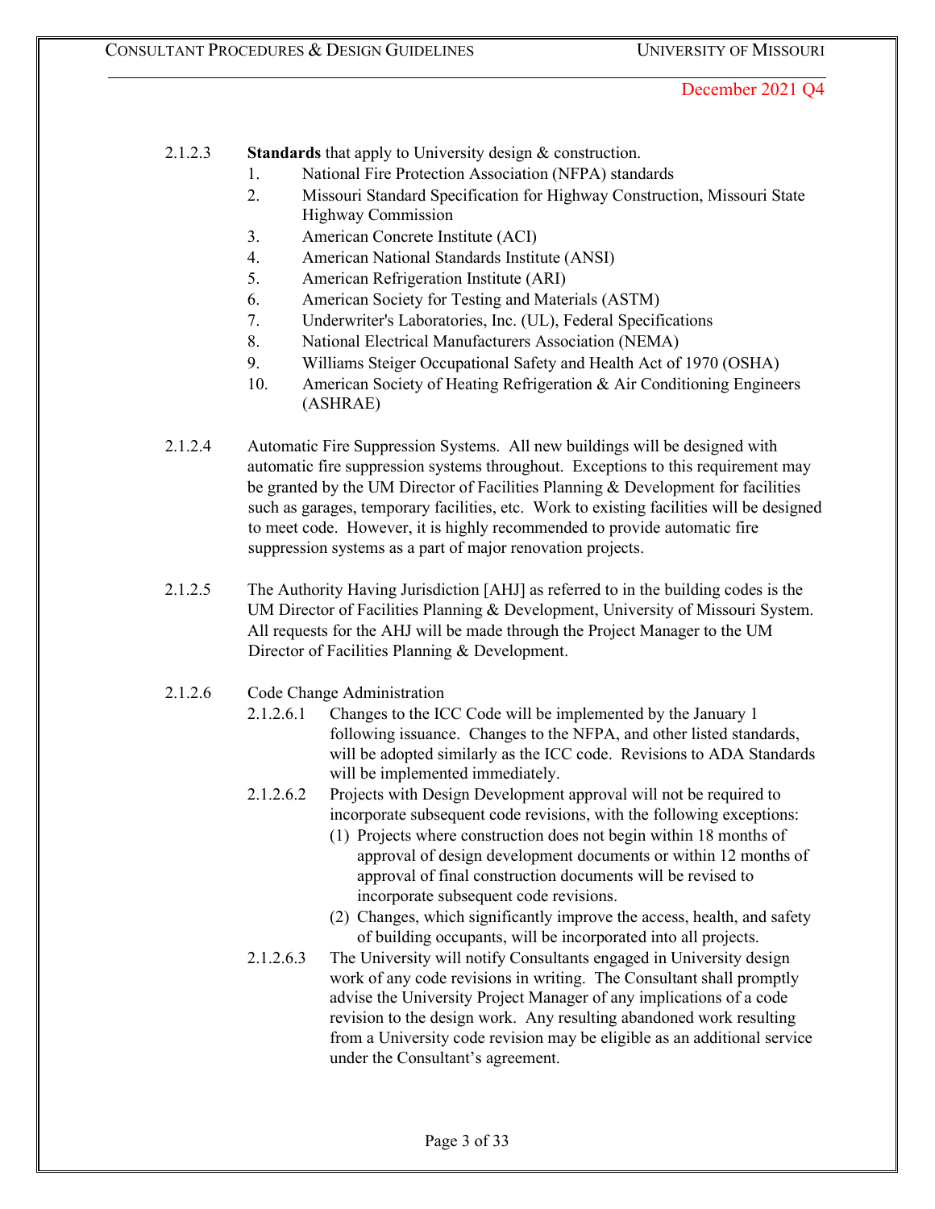2.1.2.3 **Standards** that apply to University design & construction.

1. National Fire Protection Association (NFPA) standards
2. Missouri Standard Specification for Highway Construction, Missouri State Highway Commission
3. American Concrete Institute (ACI)
4. American National Standards Institute (ANSI)
5. American Refrigeration Institute (ARI)
6. American Society for Testing and Materials (ASTM)
7. Underwriter's Laboratories, Inc. (UL), Federal Specifications
8. National Electrical Manufacturers Association (NEMA)
9. Williams Steiger Occupational Safety and Health Act of 1970 (OSHA)
10. American Society of Heating Refrigeration & Air Conditioning Engineers (ASHRAE)

2.1.2.4 Automatic Fire Suppression Systems. All new buildings will be designed with automatic fire suppression systems throughout. Exceptions to this requirement may be granted by the UM Director of Facilities Planning & Development for facilities such as garages, temporary facilities, etc. Work to existing facilities will be designed to meet code. However, it is highly recommended to provide automatic fire suppression systems as a part of major renovation projects.

2.1.2.5 The Authority Having Jurisdiction [AHJ] as referred to in the building codes is the UM Director of Facilities Planning & Development, University of Missouri System. All requests for the AHJ will be made through the Project Manager to the UM Director of Facilities Planning & Development.

2.1.2.6 Code Change Administration

2.1.2.6.1 Changes to the ICC Code will be implemented by the January 1 following issuance. Changes to the NFPA, and other listed standards, will be adopted similarly as the ICC code. Revisions to ADA Standards will be implemented immediately.

2.1.2.6.2 Projects with Design Development approval will not be required to incorporate subsequent code revisions, with the following exceptions:

(1) Projects where construction does not begin within 18 months of approval of design development documents or within 12 months of approval of final construction documents will be revised to incorporate subsequent code revisions.

(2) Changes, which significantly improve the access, health, and safety of building occupants, will be incorporated into all projects.

2.1.2.6.3 The University will notify Consultants engaged in University design work of any code revisions in writing. The Consultant shall promptly advise the University Project Manager of any implications of a code revision to the design work. Any resulting abandoned work resulting from a University code revision may be eligible as an additional service under the Consultant's agreement.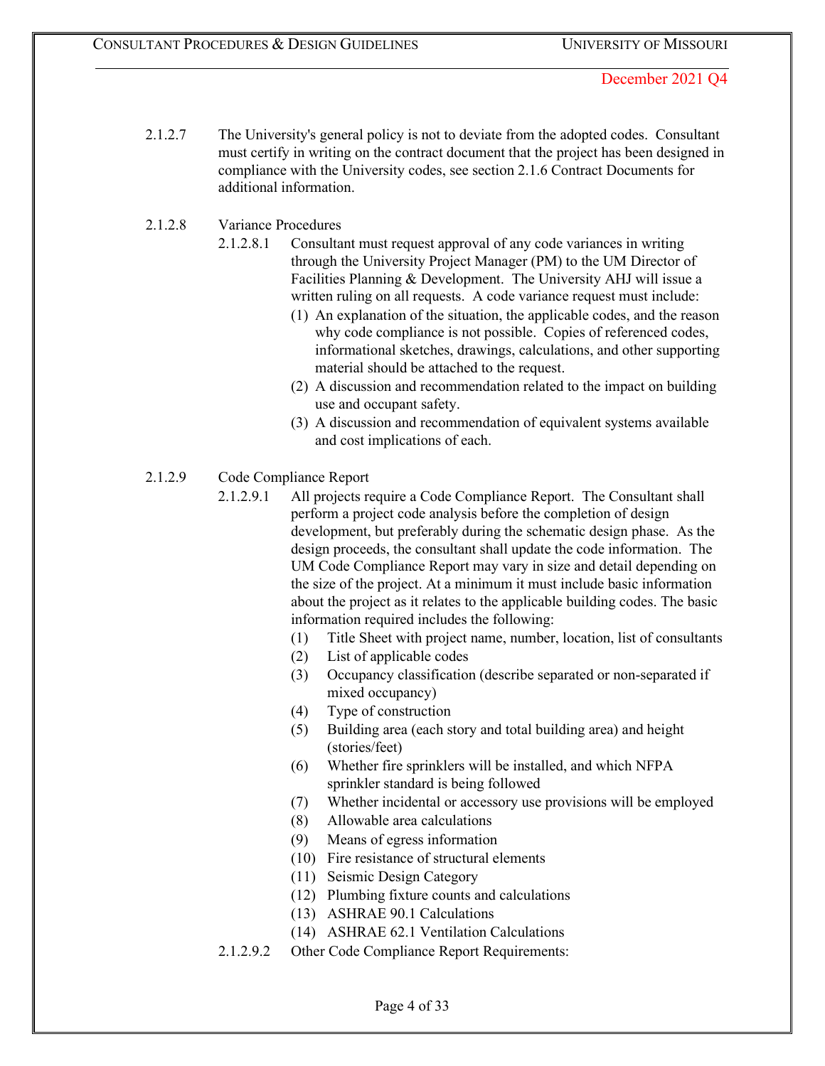2.1.2.7 The University's general policy is not to deviate from the adopted codes. Consultant must certify in writing on the contract document that the project has been designed in compliance with the University codes, see section 2.1.6 Contract Documents for additional information.

2.1.2.8 Variance Procedures

2.1.2.8.1 Consultant must request approval of any code variances in writing through the University Project Manager (PM) to the UM Director of Facilities Planning & Development. The University AHJ will issue a written ruling on all requests. A code variance request must include:

(1) An explanation of the situation, the applicable codes, and the reason why code compliance is not possible. Copies of referenced codes, informational sketches, drawings, calculations, and other supporting material should be attached to the request.
(2) A discussion and recommendation related to the impact on building use and occupant safety.
(3) A discussion and recommendation of equivalent systems available and cost implications of each.

2.1.2.9 Code Compliance Report

2.1.2.9.1 All projects require a Code Compliance Report. The Consultant shall perform a project code analysis before the completion of design development, but preferably during the schematic design phase. As the design proceeds, the consultant shall update the code information. The UM Code Compliance Report may vary in size and detail depending on the size of the project. At a minimum it must include basic information about the project as it relates to the applicable building codes. The basic information required includes the following:

(1) Title Sheet with project name, number, location, list of consultants
(2) List of applicable codes
(3) Occupancy classification (describe separated or non-separated if mixed occupancy)
(4) Type of construction
(5) Building area (each story and total building area) and height (stories/feet)
(6) Whether fire sprinklers will be installed, and which NFPA sprinkler standard is being followed
(7) Whether incidental or accessory use provisions will be employed
(8) Allowable area calculations
(9) Means of egress information
(10) Fire resistance of structural elements
(11) Seismic Design Category
(12) Plumbing fixture counts and calculations
(13) ASHRAE 90.1 Calculations
(14) ASHRAE 62.1 Ventilation Calculations

2.1.2.9.2 Other Code Compliance Report Requirements: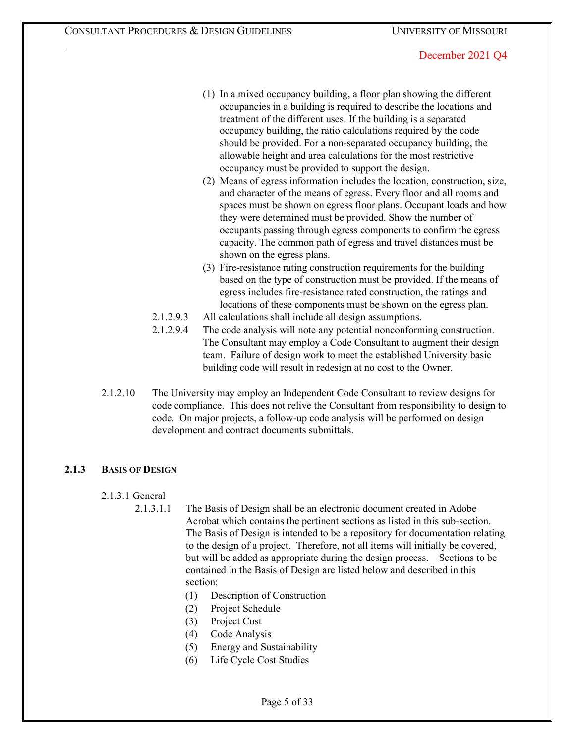(1) In a mixed occupancy building, a floor plan showing the different occupancies in a building is required to describe the locations and treatment of the different uses. If the building is a separated occupancy building, the ratio calculations required by the code should be provided. For a non-separated occupancy building, the allowable height and area calculations for the most restrictive occupancy must be provided to support the design.

(2) Means of egress information includes the location, construction, size, and character of the means of egress. Every floor and all rooms and spaces must be shown on egress floor plans. Occupant loads and how they were determined must be provided. Show the number of occupants passing through egress components to confirm the egress capacity. The common path of egress and travel distances must be shown on the egress plans.

(3) Fire-resistance rating construction requirements for the building based on the type of construction must be provided. If the means of egress includes fire-resistance rated construction, the ratings and locations of these components must be shown on the egress plan.

2.1.2.9.3 All calculations shall include all design assumptions.

2.1.2.9.4 The code analysis will note any potential nonconforming construction. The Consultant may employ a Code Consultant to augment their design team. Failure of design work to meet the established University basic building code will result in redesign at no cost to the Owner.

2.1.2.10 The University may employ an Independent Code Consultant to review designs for code compliance. This does not relive the Consultant from responsibility to design to code. On major projects, a follow-up code analysis will be performed on design development and contract documents submittals.

### 2.1.3 BASIS OF DESIGN

2.1.3.1 General

2.1.3.1.1 The Basis of Design shall be an electronic document created in Adobe Acrobat which contains the pertinent sections as listed in this sub-section. The Basis of Design is intended to be a repository for documentation relating to the design of a project. Therefore, not all items will initially be covered, but will be added as appropriate during the design process. Sections to be contained in the Basis of Design are listed below and described in this section:

(1) Description of Construction
(2) Project Schedule
(3) Project Cost
(4) Code Analysis
(5) Energy and Sustainability
(6) Life Cycle Cost Studies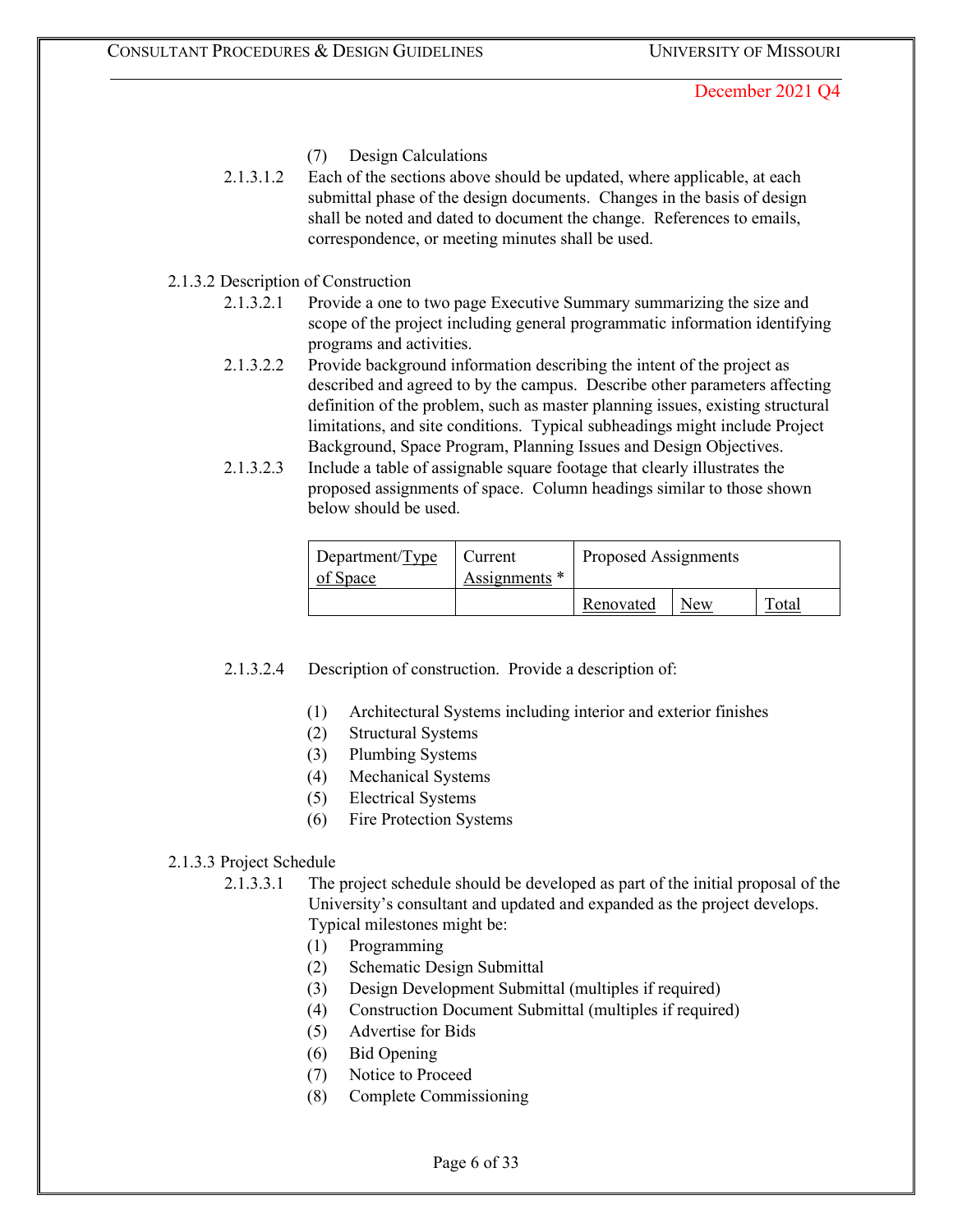(7) Design Calculations

2.1.3.1.2 Each of the sections above should be updated, where applicable, at each submittal phase of the design documents. Changes in the basis of design shall be noted and dated to document the change. References to emails, correspondence, or meeting minutes shall be used.

2.1.3.2 Description of Construction

2.1.3.2.1 Provide a one to two page Executive Summary summarizing the size and scope of the project including general programmatic information identifying programs and activities.

2.1.3.2.2 Provide background information describing the intent of the project as described and agreed to by the campus. Describe other parameters affecting definition of the problem, such as master planning issues, existing structural limitations, and site conditions. Typical subheadings might include Project Background, Space Program, Planning Issues and Design Objectives.

2.1.3.2.3 Include a table of assignable square footage that clearly illustrates the proposed assignments of space. Column headings similar to those shown below should be used.

| Department/Type of Space | Current Assignments * | Proposed Assignments | | |
|---|---|---|---|---|
| | | Renovated | New | Total |

2.1.3.2.4 Description of construction. Provide a description of:

(1) Architectural Systems including interior and exterior finishes
(2) Structural Systems
(3) Plumbing Systems
(4) Mechanical Systems
(5) Electrical Systems
(6) Fire Protection Systems

2.1.3.3 Project Schedule

2.1.3.3.1 The project schedule should be developed as part of the initial proposal of the University's consultant and updated and expanded as the project develops. Typical milestones might be:

(1) Programming
(2) Schematic Design Submittal
(3) Design Development Submittal (multiples if required)
(4) Construction Document Submittal (multiples if required)
(5) Advertise for Bids
(6) Bid Opening
(7) Notice to Proceed
(8) Complete Commissioning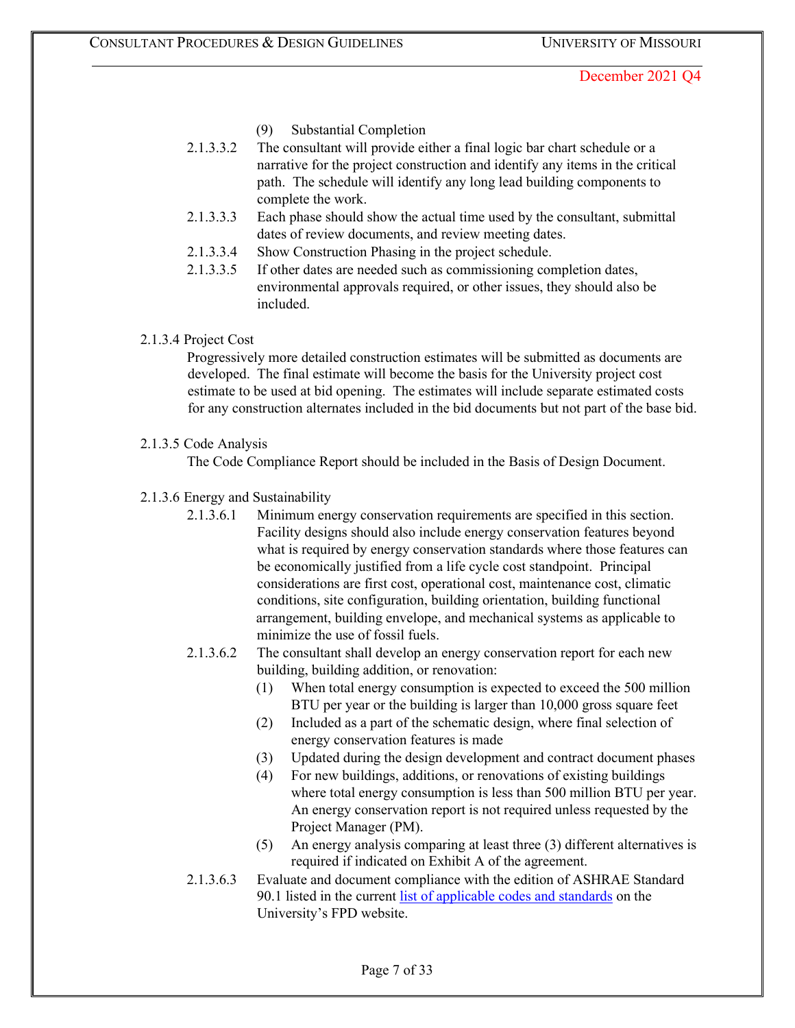(9) Substantial Completion

2.1.3.3.2 The consultant will provide either a final logic bar chart schedule or a narrative for the project construction and identify any items in the critical path. The schedule will identify any long lead building components to complete the work.

2.1.3.3.3 Each phase should show the actual time used by the consultant, submittal dates of review documents, and review meeting dates.

2.1.3.3.4 Show Construction Phasing in the project schedule.

2.1.3.3.5 If other dates are needed such as commissioning completion dates, environmental approvals required, or other issues, they should also be included.

### 2.1.3.4 Project Cost

Progressively more detailed construction estimates will be submitted as documents are developed. The final estimate will become the basis for the University project cost estimate to be used at bid opening. The estimates will include separate estimated costs for any construction alternates included in the bid documents but not part of the base bid.

### 2.1.3.5 Code Analysis

The Code Compliance Report should be included in the Basis of Design Document.

### 2.1.3.6 Energy and Sustainability

2.1.3.6.1 Minimum energy conservation requirements are specified in this section. Facility designs should also include energy conservation features beyond what is required by energy conservation standards where those features can be economically justified from a life cycle cost standpoint. Principal considerations are first cost, operational cost, maintenance cost, climatic conditions, site configuration, building orientation, building functional arrangement, building envelope, and mechanical systems as applicable to minimize the use of fossil fuels.

2.1.3.6.2 The consultant shall develop an energy conservation report for each new building, building addition, or renovation:

(1) When total energy consumption is expected to exceed the 500 million BTU per year or the building is larger than 10,000 gross square feet

(2) Included as a part of the schematic design, where final selection of energy conservation features is made

(3) Updated during the design development and contract document phases

(4) For new buildings, additions, or renovations of existing buildings where total energy consumption is less than 500 million BTU per year. An energy conservation report is not required unless requested by the Project Manager (PM).

(5) An energy analysis comparing at least three (3) different alternatives is required if indicated on Exhibit A of the agreement.

2.1.3.6.3 Evaluate and document compliance with the edition of ASHRAE Standard 90.1 listed in the current list of applicable codes and standards on the University's FPD website.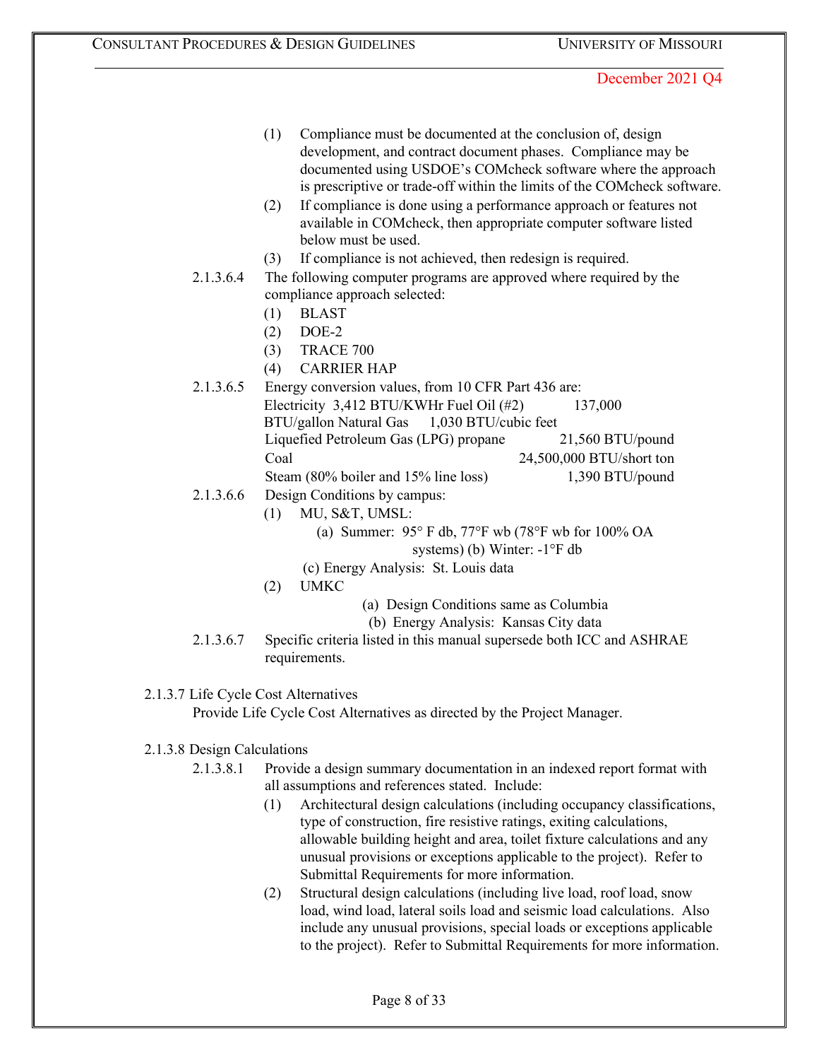December 2021 Q4

(1) Compliance must be documented at the conclusion of, design development, and contract document phases. Compliance may be documented using USDOE's COMcheck software where the approach is prescriptive or trade-off within the limits of the COMcheck software.

(2) If compliance is done using a performance approach or features not available in COMcheck, then appropriate computer software listed below must be used.

(3) If compliance is not achieved, then redesign is required.

2.1.3.6.4 The following computer programs are approved where required by the compliance approach selected:

(1) BLAST
(2) DOE-2
(3) TRACE 700
(4) CARRIER HAP

2.1.3.6.5 Energy conversion values, from 10 CFR Part 436 are:

| | |
|---|---|
| Electricity | 3,412 BTU/KWHr |
| Fuel Oil (#2) | 137,000 BTU/gallon |
| Natural Gas | 1,030 BTU/cubic feet |
| Liquefied Petroleum Gas (LPG) propane | 21,560 BTU/pound |
| Coal | 24,500,000 BTU/short ton |
| Steam (80% boiler and 15% line loss) | 1,390 BTU/pound |

2.1.3.6.6 Design Conditions by campus:

(1) MU, S&T, UMSL:
  (a) Summer: 95° F db, 77°F wb (78°F wb for 100% OA systems)
  (b) Winter: -1°F db
  (c) Energy Analysis: St. Louis data

(2) UMKC
  (a) Design Conditions same as Columbia
  (b) Energy Analysis: Kansas City data

2.1.3.6.7 Specific criteria listed in this manual supersede both ICC and ASHRAE requirements.

2.1.3.7 Life Cycle Cost Alternatives

Provide Life Cycle Cost Alternatives as directed by the Project Manager.

2.1.3.8 Design Calculations

2.1.3.8.1 Provide a design summary documentation in an indexed report format with all assumptions and references stated. Include:

(1) Architectural design calculations (including occupancy classifications, type of construction, fire resistive ratings, exiting calculations, allowable building height and area, toilet fixture calculations and any unusual provisions or exceptions applicable to the project). Refer to Submittal Requirements for more information.

(2) Structural design calculations (including live load, roof load, snow load, wind load, lateral soils load and seismic load calculations. Also include any unusual provisions, special loads or exceptions applicable to the project). Refer to Submittal Requirements for more information.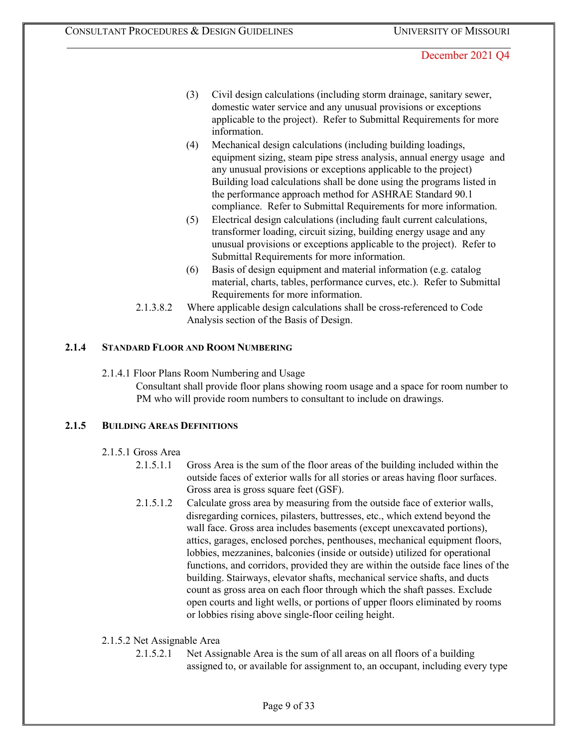(3) Civil design calculations (including storm drainage, sanitary sewer, domestic water service and any unusual provisions or exceptions applicable to the project). Refer to Submittal Requirements for more information.

(4) Mechanical design calculations (including building loadings, equipment sizing, steam pipe stress analysis, annual energy usage and any unusual provisions or exceptions applicable to the project) Building load calculations shall be done using the programs listed in the performance approach method for ASHRAE Standard 90.1 compliance. Refer to Submittal Requirements for more information.

(5) Electrical design calculations (including fault current calculations, transformer loading, circuit sizing, building energy usage and any unusual provisions or exceptions applicable to the project). Refer to Submittal Requirements for more information.

(6) Basis of design equipment and material information (e.g. catalog material, charts, tables, performance curves, etc.). Refer to Submittal Requirements for more information.

2.1.3.8.2 Where applicable design calculations shall be cross-referenced to Code Analysis section of the Basis of Design.

### 2.1.4 STANDARD FLOOR AND ROOM NUMBERING

2.1.4.1 Floor Plans Room Numbering and Usage

Consultant shall provide floor plans showing room usage and a space for room number to PM who will provide room numbers to consultant to include on drawings.

### 2.1.5 BUILDING AREAS DEFINITIONS

2.1.5.1 Gross Area

2.1.5.1.1 Gross Area is the sum of the floor areas of the building included within the outside faces of exterior walls for all stories or areas having floor surfaces. Gross area is gross square feet (GSF).

2.1.5.1.2 Calculate gross area by measuring from the outside face of exterior walls, disregarding cornices, pilasters, buttresses, etc., which extend beyond the wall face. Gross area includes basements (except unexcavated portions), attics, garages, enclosed porches, penthouses, mechanical equipment floors, lobbies, mezzanines, balconies (inside or outside) utilized for operational functions, and corridors, provided they are within the outside face lines of the building. Stairways, elevator shafts, mechanical service shafts, and ducts count as gross area on each floor through which the shaft passes. Exclude open courts and light wells, or portions of upper floors eliminated by rooms or lobbies rising above single-floor ceiling height.

2.1.5.2 Net Assignable Area

2.1.5.2.1 Net Assignable Area is the sum of all areas on all floors of a building assigned to, or available for assignment to, an occupant, including every type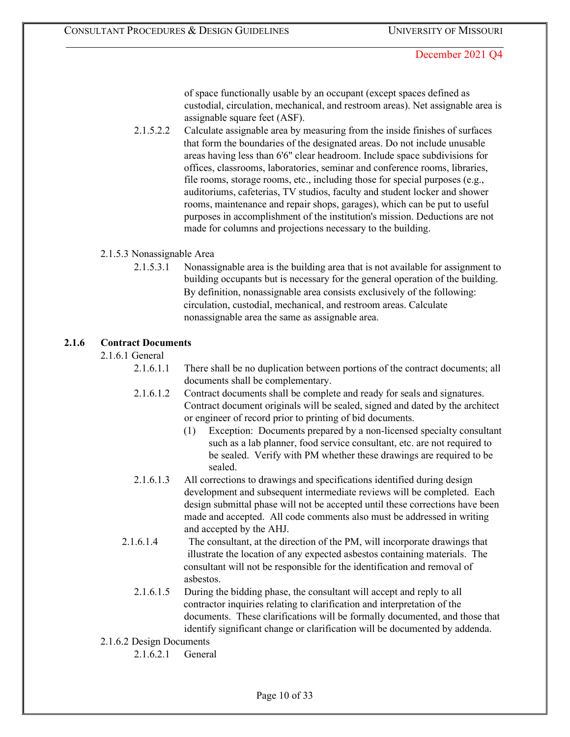of space functionally usable by an occupant (except spaces defined as custodial, circulation, mechanical, and restroom areas). Net assignable area is assignable square feet (ASF).

2.1.5.2.2 Calculate assignable area by measuring from the inside finishes of surfaces that form the boundaries of the designated areas. Do not include unusable areas having less than 6'6" clear headroom. Include space subdivisions for offices, classrooms, laboratories, seminar and conference rooms, libraries, file rooms, storage rooms, etc., including those for special purposes (e.g., auditoriums, cafeterias, TV studios, faculty and student locker and shower rooms, maintenance and repair shops, garages), which can be put to useful purposes in accomplishment of the institution's mission. Deductions are not made for columns and projections necessary to the building.

2.1.5.3 Nonassignable Area

2.1.5.3.1 Nonassignable area is the building area that is not available for assignment to building occupants but is necessary for the general operation of the building. By definition, nonassignable area consists exclusively of the following: circulation, custodial, mechanical, and restroom areas. Calculate nonassignable area the same as assignable area.

### 2.1.6 Contract Documents

2.1.6.1 General

2.1.6.1.1 There shall be no duplication between portions of the contract documents; all documents shall be complementary.

2.1.6.1.2 Contract documents shall be complete and ready for seals and signatures. Contract document originals will be sealed, signed and dated by the architect or engineer of record prior to printing of bid documents.

(1) Exception: Documents prepared by a non-licensed specialty consultant such as a lab planner, food service consultant, etc. are not required to be sealed. Verify with PM whether these drawings are required to be sealed.

2.1.6.1.3 All corrections to drawings and specifications identified during design development and subsequent intermediate reviews will be completed. Each design submittal phase will not be accepted until these corrections have been made and accepted. All code comments also must be addressed in writing and accepted by the AHJ.

2.1.6.1.4 The consultant, at the direction of the PM, will incorporate drawings that illustrate the location of any expected asbestos containing materials. The consultant will not be responsible for the identification and removal of asbestos.

2.1.6.1.5 During the bidding phase, the consultant will accept and reply to all contractor inquiries relating to clarification and interpretation of the documents. These clarifications will be formally documented, and those that identify significant change or clarification will be documented by addenda.

2.1.6.2 Design Documents

2.1.6.2.1 General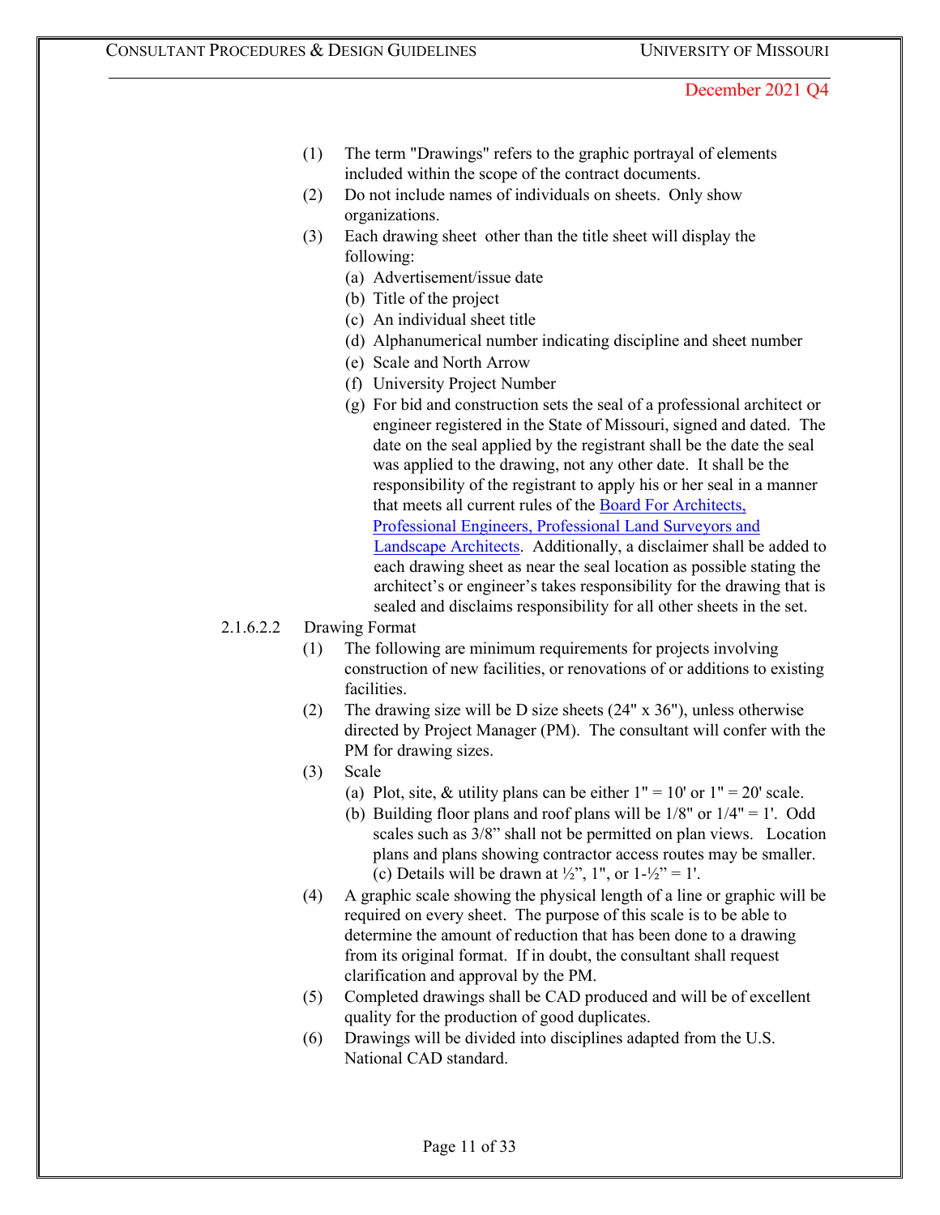(1) The term "Drawings" refers to the graphic portrayal of elements included within the scope of the contract documents.

(2) Do not include names of individuals on sheets. Only show organizations.

(3) Each drawing sheet other than the title sheet will display the following:

   (a) Advertisement/issue date
   (b) Title of the project
   (c) An individual sheet title
   (d) Alphanumerical number indicating discipline and sheet number
   (e) Scale and North Arrow
   (f) University Project Number
   (g) For bid and construction sets the seal of a professional architect or engineer registered in the State of Missouri, signed and dated. The date on the seal applied by the registrant shall be the date the seal was applied to the drawing, not any other date. It shall be the responsibility of the registrant to apply his or her seal in a manner that meets all current rules of the Board For Architects, Professional Engineers, Professional Land Surveyors and Landscape Architects. Additionally, a disclaimer shall be added to each drawing sheet as near the seal location as possible stating the architect's or engineer's takes responsibility for the drawing that is sealed and disclaims responsibility for all other sheets in the set.

2.1.6.2.2 Drawing Format

(1) The following are minimum requirements for projects involving construction of new facilities, or renovations of or additions to existing facilities.

(2) The drawing size will be D size sheets (24" x 36"), unless otherwise directed by Project Manager (PM). The consultant will confer with the PM for drawing sizes.

(3) Scale

   (a) Plot, site, & utility plans can be either 1" = 10' or 1" = 20' scale.
   (b) Building floor plans and roof plans will be 1/8" or 1/4" = 1'. Odd scales such as 3/8" shall not be permitted on plan views. Location plans and plans showing contractor access routes may be smaller.
   (c) Details will be drawn at ½", 1", or 1-½" = 1'.

(4) A graphic scale showing the physical length of a line or graphic will be required on every sheet. The purpose of this scale is to be able to determine the amount of reduction that has been done to a drawing from its original format. If in doubt, the consultant shall request clarification and approval by the PM.

(5) Completed drawings shall be CAD produced and will be of excellent quality for the production of good duplicates.

(6) Drawings will be divided into disciplines adapted from the U.S. National CAD standard.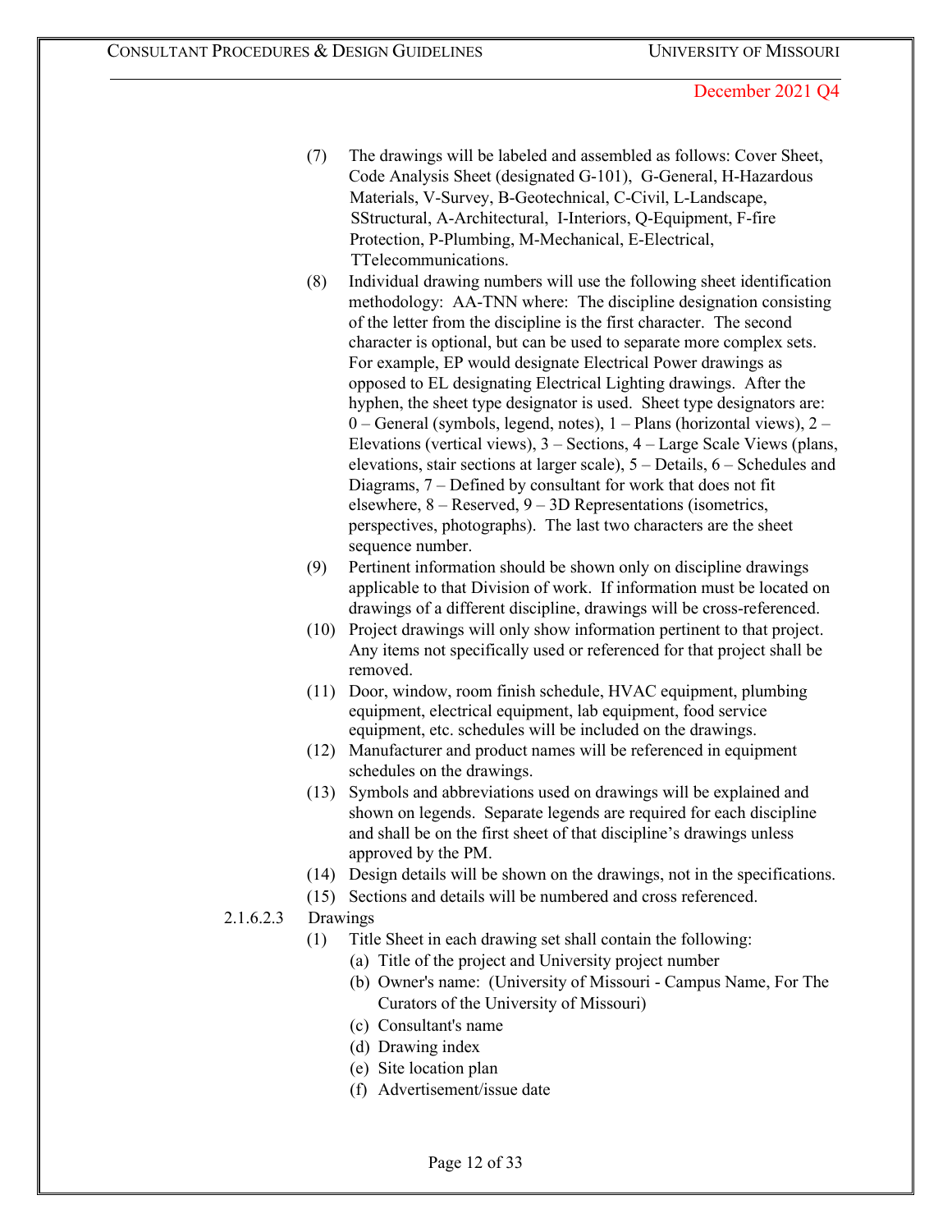(7) The drawings will be labeled and assembled as follows: Cover Sheet, Code Analysis Sheet (designated G-101), G-General, H-Hazardous Materials, V-Survey, B-Geotechnical, C-Civil, L-Landscape, SStructural, A-Architectural, I-Interiors, Q-Equipment, F-fire Protection, P-Plumbing, M-Mechanical, E-Electrical, TTelecommunications.

(8) Individual drawing numbers will use the following sheet identification methodology: AA-TNN where: The discipline designation consisting of the letter from the discipline is the first character. The second character is optional, but can be used to separate more complex sets. For example, EP would designate Electrical Power drawings as opposed to EL designating Electrical Lighting drawings. After the hyphen, the sheet type designator is used. Sheet type designators are: 0 – General (symbols, legend, notes), 1 – Plans (horizontal views), 2 – Elevations (vertical views), 3 – Sections, 4 – Large Scale Views (plans, elevations, stair sections at larger scale), 5 – Details, 6 – Schedules and Diagrams, 7 – Defined by consultant for work that does not fit elsewhere, 8 – Reserved, 9 – 3D Representations (isometrics, perspectives, photographs). The last two characters are the sheet sequence number.

(9) Pertinent information should be shown only on discipline drawings applicable to that Division of work. If information must be located on drawings of a different discipline, drawings will be cross-referenced.

(10) Project drawings will only show information pertinent to that project. Any items not specifically used or referenced for that project shall be removed.

(11) Door, window, room finish schedule, HVAC equipment, plumbing equipment, electrical equipment, lab equipment, food service equipment, etc. schedules will be included on the drawings.

(12) Manufacturer and product names will be referenced in equipment schedules on the drawings.

(13) Symbols and abbreviations used on drawings will be explained and shown on legends. Separate legends are required for each discipline and shall be on the first sheet of that discipline's drawings unless approved by the PM.

(14) Design details will be shown on the drawings, not in the specifications.

(15) Sections and details will be numbered and cross referenced.

2.1.6.2.3 Drawings

(1) Title Sheet in each drawing set shall contain the following:
   (a) Title of the project and University project number
   (b) Owner's name: (University of Missouri - Campus Name, For The Curators of the University of Missouri)
   (c) Consultant's name
   (d) Drawing index
   (e) Site location plan
   (f) Advertisement/issue date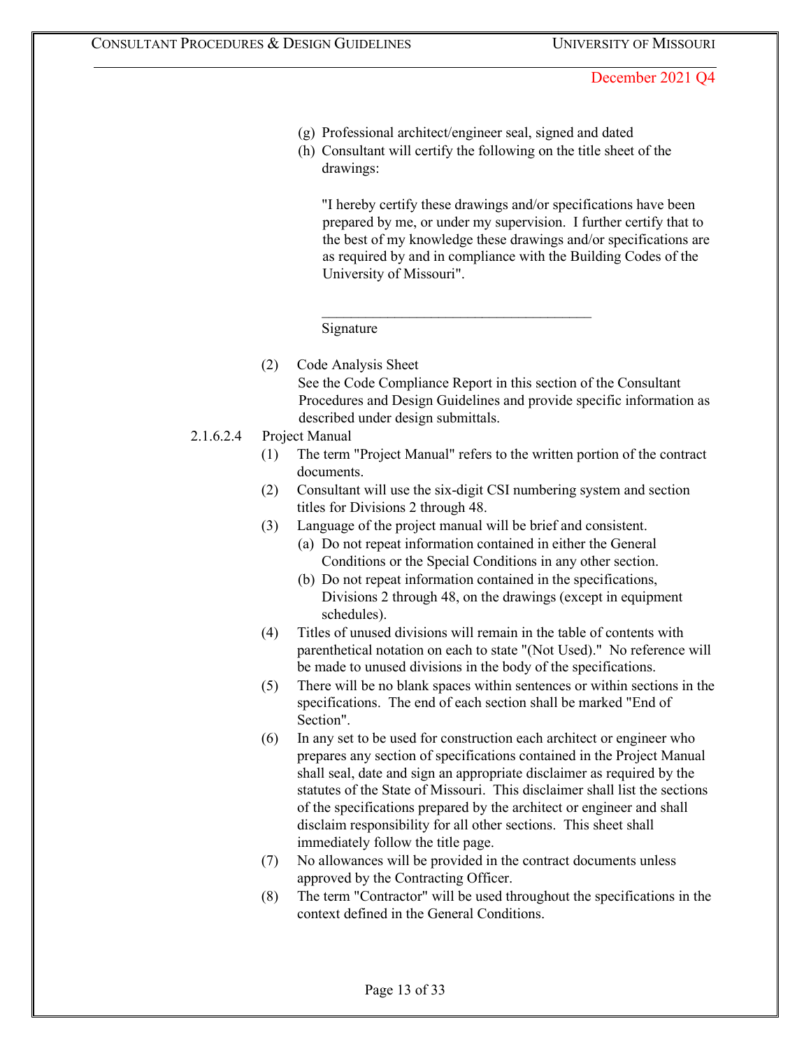(g) Professional architect/engineer seal, signed and dated

(h) Consultant will certify the following on the title sheet of the drawings:

"I hereby certify these drawings and/or specifications have been prepared by me, or under my supervision. I further certify that to the best of my knowledge these drawings and/or specifications are as required by and in compliance with the Building Codes of the University of Missouri".

\_\_\_\_\_\_\_\_\_\_\_\_\_\_\_\_\_\_\_\_\_\_\_\_\_\_\_\_\_\_\_\_\_\_\_\_\_\_

Signature

(2) Code Analysis Sheet
See the Code Compliance Report in this section of the Consultant Procedures and Design Guidelines and provide specific information as described under design submittals.

2.1.6.2.4 Project Manual

(1) The term "Project Manual" refers to the written portion of the contract documents.

(2) Consultant will use the six-digit CSI numbering system and section titles for Divisions 2 through 48.

(3) Language of the project manual will be brief and consistent.
   - (a) Do not repeat information contained in either the General Conditions or the Special Conditions in any other section.
   - (b) Do not repeat information contained in the specifications, Divisions 2 through 48, on the drawings (except in equipment schedules).

(4) Titles of unused divisions will remain in the table of contents with parenthetical notation on each to state "(Not Used)." No reference will be made to unused divisions in the body of the specifications.

(5) There will be no blank spaces within sentences or within sections in the specifications. The end of each section shall be marked "End of Section".

(6) In any set to be used for construction each architect or engineer who prepares any section of specifications contained in the Project Manual shall seal, date and sign an appropriate disclaimer as required by the statutes of the State of Missouri. This disclaimer shall list the sections of the specifications prepared by the architect or engineer and shall disclaim responsibility for all other sections. This sheet shall immediately follow the title page.

(7) No allowances will be provided in the contract documents unless approved by the Contracting Officer.

(8) The term "Contractor" will be used throughout the specifications in the context defined in the General Conditions.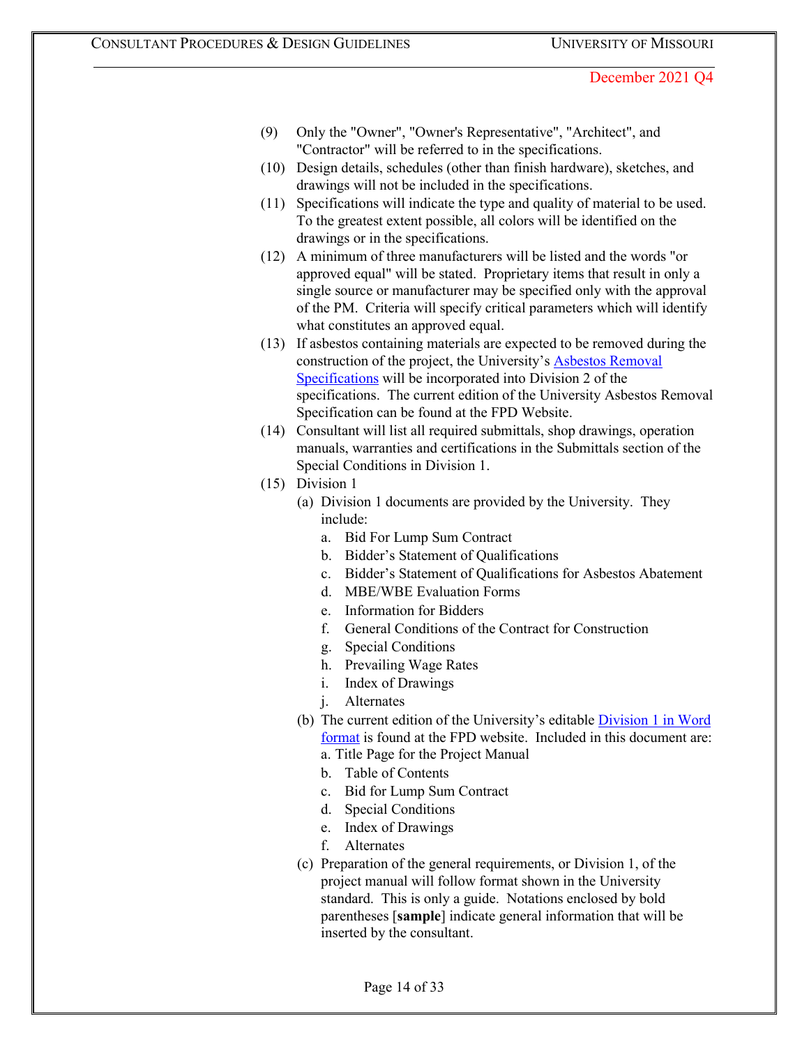(9) Only the "Owner", "Owner's Representative", "Architect", and "Contractor" will be referred to in the specifications.

(10) Design details, schedules (other than finish hardware), sketches, and drawings will not be included in the specifications.

(11) Specifications will indicate the type and quality of material to be used. To the greatest extent possible, all colors will be identified on the drawings or in the specifications.

(12) A minimum of three manufacturers will be listed and the words "or approved equal" will be stated. Proprietary items that result in only a single source or manufacturer may be specified only with the approval of the PM. Criteria will specify critical parameters which will identify what constitutes an approved equal.

(13) If asbestos containing materials are expected to be removed during the construction of the project, the University's Asbestos Removal Specifications will be incorporated into Division 2 of the specifications. The current edition of the University Asbestos Removal Specification can be found at the FPD Website.

(14) Consultant will list all required submittals, shop drawings, operation manuals, warranties and certifications in the Submittals section of the Special Conditions in Division 1.

(15) Division 1

- (a) Division 1 documents are provided by the University. They include:
  - a. Bid For Lump Sum Contract
  - b. Bidder's Statement of Qualifications
  - c. Bidder's Statement of Qualifications for Asbestos Abatement
  - d. MBE/WBE Evaluation Forms
  - e. Information for Bidders
  - f. General Conditions of the Contract for Construction
  - g. Special Conditions
  - h. Prevailing Wage Rates
  - i. Index of Drawings
  - j. Alternates
- (b) The current edition of the University's editable Division 1 in Word format is found at the FPD website. Included in this document are:
  - a. Title Page for the Project Manual
  - b. Table of Contents
  - c. Bid for Lump Sum Contract
  - d. Special Conditions
  - e. Index of Drawings
  - f. Alternates
- (c) Preparation of the general requirements, or Division 1, of the project manual will follow format shown in the University standard. This is only a guide. Notations enclosed by bold parentheses [**sample**] indicate general information that will be inserted by the consultant.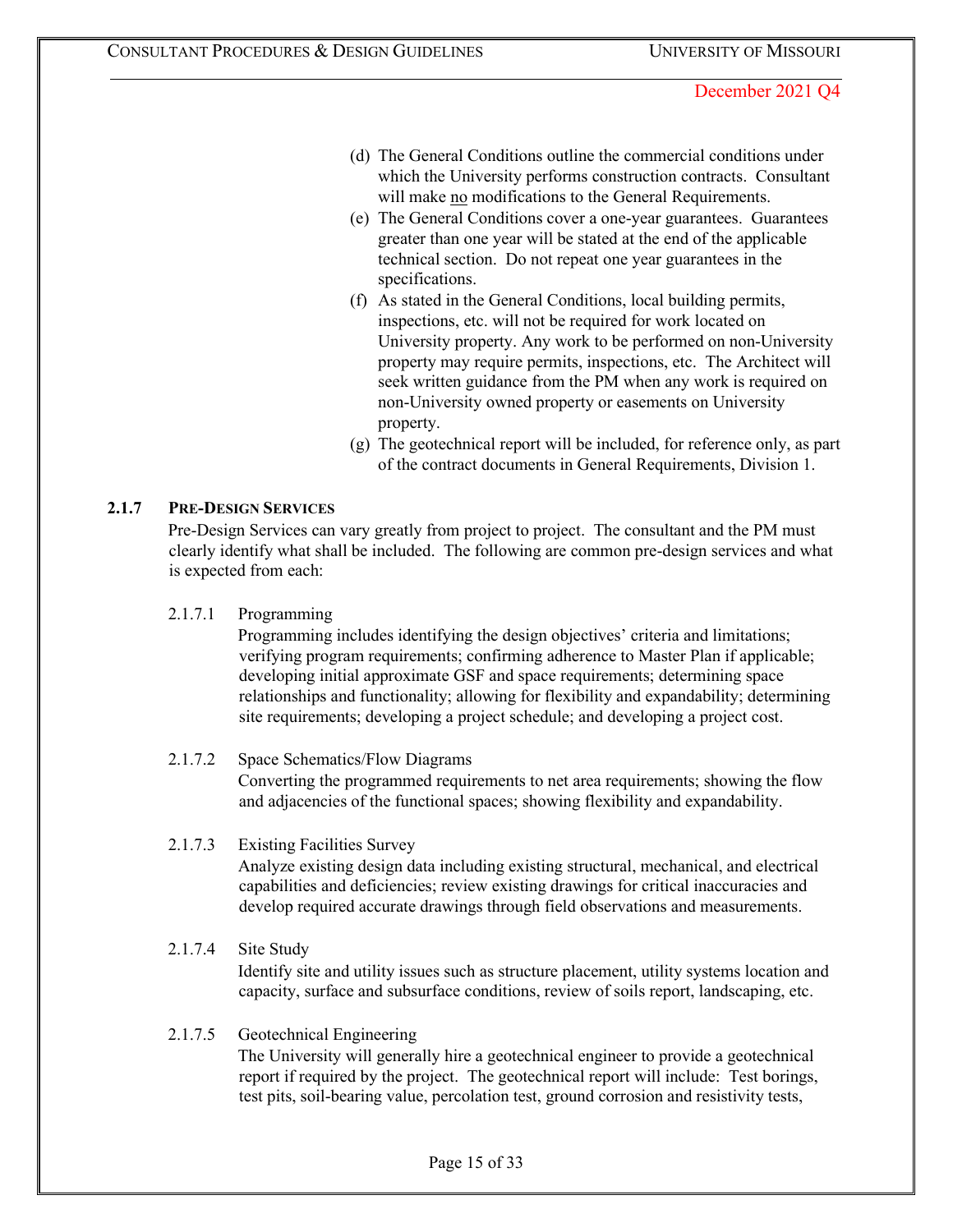(d) The General Conditions outline the commercial conditions under which the University performs construction contracts. Consultant will make no modifications to the General Requirements.

(e) The General Conditions cover a one-year guarantees. Guarantees greater than one year will be stated at the end of the applicable technical section. Do not repeat one year guarantees in the specifications.

(f) As stated in the General Conditions, local building permits, inspections, etc. will not be required for work located on University property. Any work to be performed on non-University property may require permits, inspections, etc. The Architect will seek written guidance from the PM when any work is required on non-University owned property or easements on University property.

(g) The geotechnical report will be included, for reference only, as part of the contract documents in General Requirements, Division 1.

### 2.1.7 PRE-DESIGN SERVICES

Pre-Design Services can vary greatly from project to project. The consultant and the PM must clearly identify what shall be included. The following are common pre-design services and what is expected from each:

2.1.7.1 Programming

Programming includes identifying the design objectives' criteria and limitations; verifying program requirements; confirming adherence to Master Plan if applicable; developing initial approximate GSF and space requirements; determining space relationships and functionality; allowing for flexibility and expandability; determining site requirements; developing a project schedule; and developing a project cost.

2.1.7.2 Space Schematics/Flow Diagrams

Converting the programmed requirements to net area requirements; showing the flow and adjacencies of the functional spaces; showing flexibility and expandability.

2.1.7.3 Existing Facilities Survey

Analyze existing design data including existing structural, mechanical, and electrical capabilities and deficiencies; review existing drawings for critical inaccuracies and develop required accurate drawings through field observations and measurements.

2.1.7.4 Site Study

Identify site and utility issues such as structure placement, utility systems location and capacity, surface and subsurface conditions, review of soils report, landscaping, etc.

2.1.7.5 Geotechnical Engineering

The University will generally hire a geotechnical engineer to provide a geotechnical report if required by the project. The geotechnical report will include: Test borings, test pits, soil-bearing value, percolation test, ground corrosion and resistivity tests,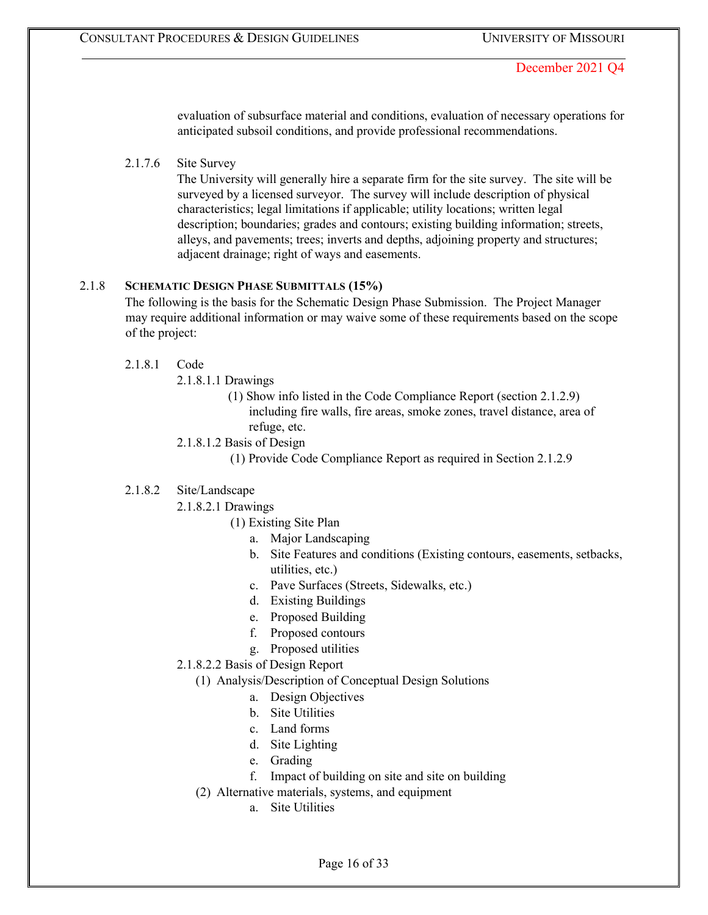evaluation of subsurface material and conditions, evaluation of necessary operations for anticipated subsoil conditions, and provide professional recommendations.

2.1.7.6 Site Survey

The University will generally hire a separate firm for the site survey. The site will be surveyed by a licensed surveyor. The survey will include description of physical characteristics; legal limitations if applicable; utility locations; written legal description; boundaries; grades and contours; existing building information; streets, alleys, and pavements; trees; inverts and depths, adjoining property and structures; adjacent drainage; right of ways and easements.

### 2.1.8 SCHEMATIC DESIGN PHASE SUBMITTALS (15%)

The following is the basis for the Schematic Design Phase Submission. The Project Manager may require additional information or may waive some of these requirements based on the scope of the project:

2.1.8.1 Code

2.1.8.1.1 Drawings

(1) Show info listed in the Code Compliance Report (section 2.1.2.9) including fire walls, fire areas, smoke zones, travel distance, area of refuge, etc.

2.1.8.1.2 Basis of Design

(1) Provide Code Compliance Report as required in Section 2.1.2.9

2.1.8.2 Site/Landscape

2.1.8.2.1 Drawings

(1) Existing Site Plan

a. Major Landscaping
b. Site Features and conditions (Existing contours, easements, setbacks, utilities, etc.)
c. Pave Surfaces (Streets, Sidewalks, etc.)
d. Existing Buildings
e. Proposed Building
f. Proposed contours
g. Proposed utilities

2.1.8.2.2 Basis of Design Report

(1) Analysis/Description of Conceptual Design Solutions

a. Design Objectives
b. Site Utilities
c. Land forms
d. Site Lighting
e. Grading
f. Impact of building on site and site on building

(2) Alternative materials, systems, and equipment

a. Site Utilities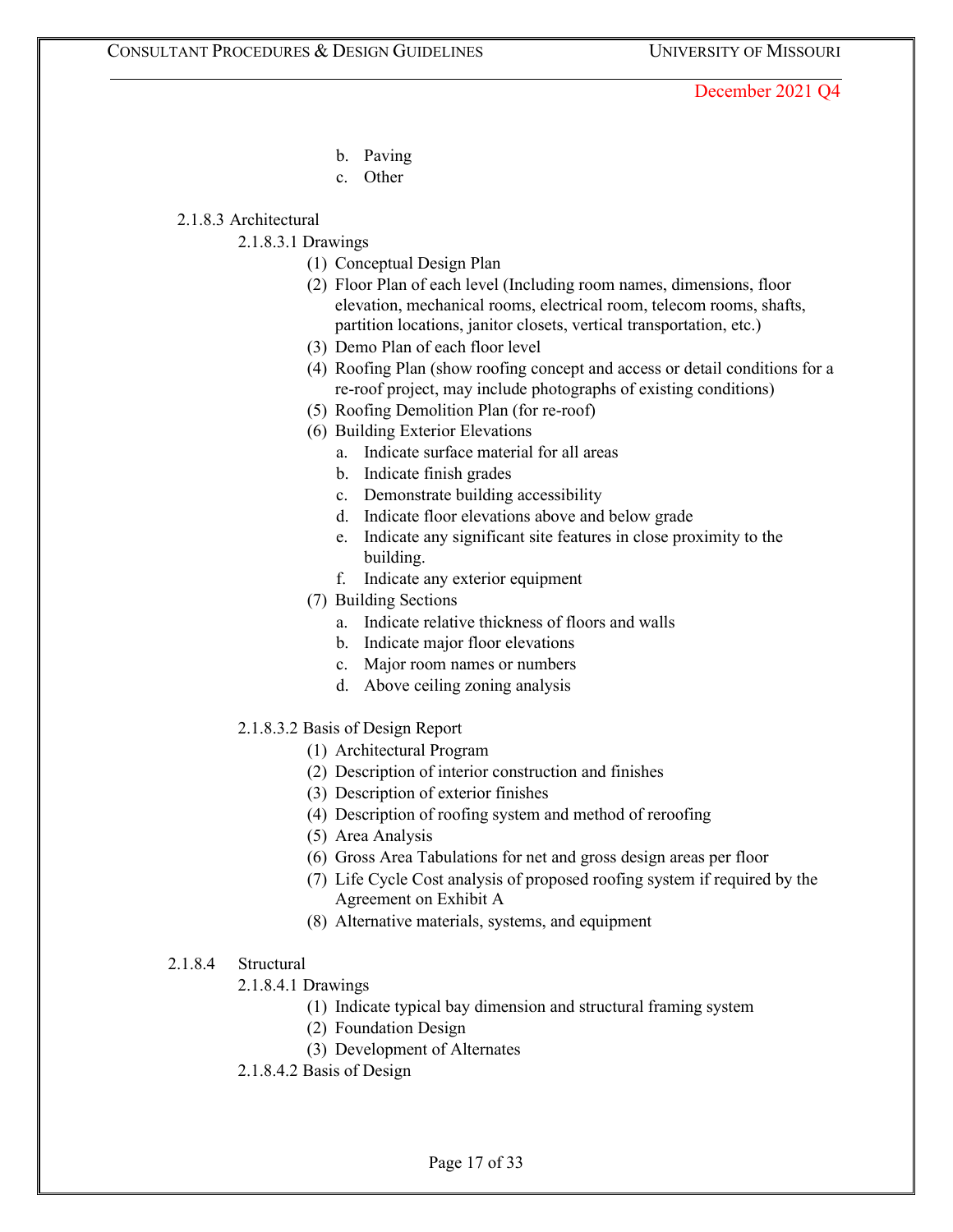b. Paving
c. Other

2.1.8.3 Architectural

2.1.8.3.1 Drawings

(1) Conceptual Design Plan
(2) Floor Plan of each level (Including room names, dimensions, floor elevation, mechanical rooms, electrical room, telecom rooms, shafts, partition locations, janitor closets, vertical transportation, etc.)
(3) Demo Plan of each floor level
(4) Roofing Plan (show roofing concept and access or detail conditions for a re-roof project, may include photographs of existing conditions)
(5) Roofing Demolition Plan (for re-roof)
(6) Building Exterior Elevations
    a. Indicate surface material for all areas
    b. Indicate finish grades
    c. Demonstrate building accessibility
    d. Indicate floor elevations above and below grade
    e. Indicate any significant site features in close proximity to the building.
    f. Indicate any exterior equipment
(7) Building Sections
    a. Indicate relative thickness of floors and walls
    b. Indicate major floor elevations
    c. Major room names or numbers
    d. Above ceiling zoning analysis

2.1.8.3.2 Basis of Design Report

(1) Architectural Program
(2) Description of interior construction and finishes
(3) Description of exterior finishes
(4) Description of roofing system and method of reroofing
(5) Area Analysis
(6) Gross Area Tabulations for net and gross design areas per floor
(7) Life Cycle Cost analysis of proposed roofing system if required by the Agreement on Exhibit A
(8) Alternative materials, systems, and equipment

2.1.8.4 Structural

2.1.8.4.1 Drawings

(1) Indicate typical bay dimension and structural framing system
(2) Foundation Design
(3) Development of Alternates

2.1.8.4.2 Basis of Design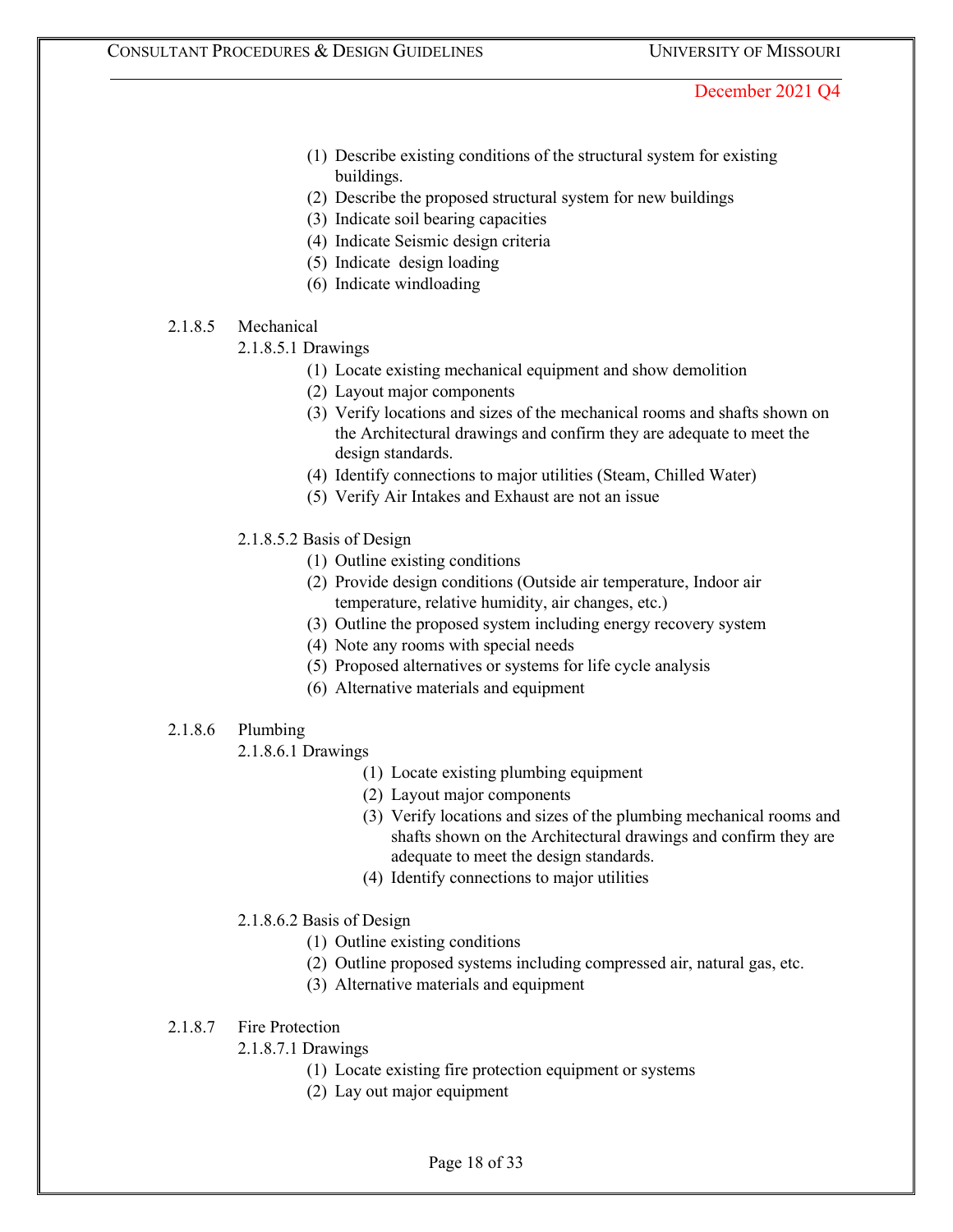(1) Describe existing conditions of the structural system for existing buildings.
(2) Describe the proposed structural system for new buildings
(3) Indicate soil bearing capacities
(4) Indicate Seismic design criteria
(5) Indicate design loading
(6) Indicate windloading

2.1.8.5 Mechanical

2.1.8.5.1 Drawings

(1) Locate existing mechanical equipment and show demolition
(2) Layout major components
(3) Verify locations and sizes of the mechanical rooms and shafts shown on the Architectural drawings and confirm they are adequate to meet the design standards.
(4) Identify connections to major utilities (Steam, Chilled Water)
(5) Verify Air Intakes and Exhaust are not an issue

2.1.8.5.2 Basis of Design

(1) Outline existing conditions
(2) Provide design conditions (Outside air temperature, Indoor air temperature, relative humidity, air changes, etc.)
(3) Outline the proposed system including energy recovery system
(4) Note any rooms with special needs
(5) Proposed alternatives or systems for life cycle analysis
(6) Alternative materials and equipment

2.1.8.6 Plumbing

2.1.8.6.1 Drawings

(1) Locate existing plumbing equipment
(2) Layout major components
(3) Verify locations and sizes of the plumbing mechanical rooms and shafts shown on the Architectural drawings and confirm they are adequate to meet the design standards.
(4) Identify connections to major utilities

2.1.8.6.2 Basis of Design

(1) Outline existing conditions
(2) Outline proposed systems including compressed air, natural gas, etc.
(3) Alternative materials and equipment

2.1.8.7 Fire Protection

2.1.8.7.1 Drawings

(1) Locate existing fire protection equipment or systems
(2) Lay out major equipment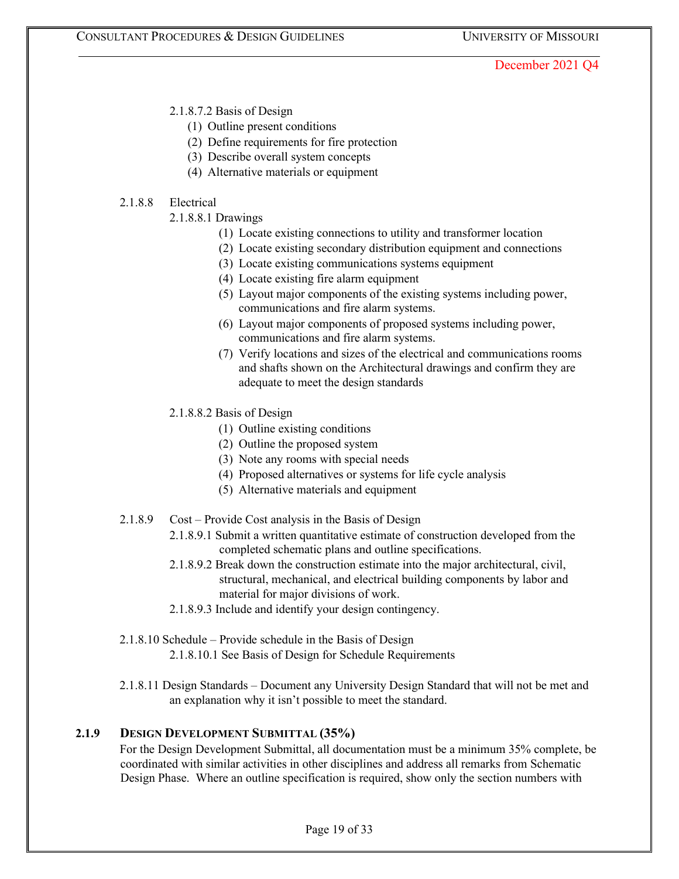2.1.8.7.2 Basis of Design

(1) Outline present conditions
(2) Define requirements for fire protection
(3) Describe overall system concepts
(4) Alternative materials or equipment

2.1.8.8 Electrical

2.1.8.8.1 Drawings

(1) Locate existing connections to utility and transformer location
(2) Locate existing secondary distribution equipment and connections
(3) Locate existing communications systems equipment
(4) Locate existing fire alarm equipment
(5) Layout major components of the existing systems including power, communications and fire alarm systems.
(6) Layout major components of proposed systems including power, communications and fire alarm systems.
(7) Verify locations and sizes of the electrical and communications rooms and shafts shown on the Architectural drawings and confirm they are adequate to meet the design standards

2.1.8.8.2 Basis of Design

(1) Outline existing conditions
(2) Outline the proposed system
(3) Note any rooms with special needs
(4) Proposed alternatives or systems for life cycle analysis
(5) Alternative materials and equipment

2.1.8.9 Cost – Provide Cost analysis in the Basis of Design

2.1.8.9.1 Submit a written quantitative estimate of construction developed from the completed schematic plans and outline specifications.

2.1.8.9.2 Break down the construction estimate into the major architectural, civil, structural, mechanical, and electrical building components by labor and material for major divisions of work.

2.1.8.9.3 Include and identify your design contingency.

2.1.8.10 Schedule – Provide schedule in the Basis of Design

2.1.8.10.1 See Basis of Design for Schedule Requirements

2.1.8.11 Design Standards – Document any University Design Standard that will not be met and an explanation why it isn't possible to meet the standard.

### 2.1.9 DESIGN DEVELOPMENT SUBMITTAL (35%)

For the Design Development Submittal, all documentation must be a minimum 35% complete, be coordinated with similar activities in other disciplines and address all remarks from Schematic Design Phase. Where an outline specification is required, show only the section numbers with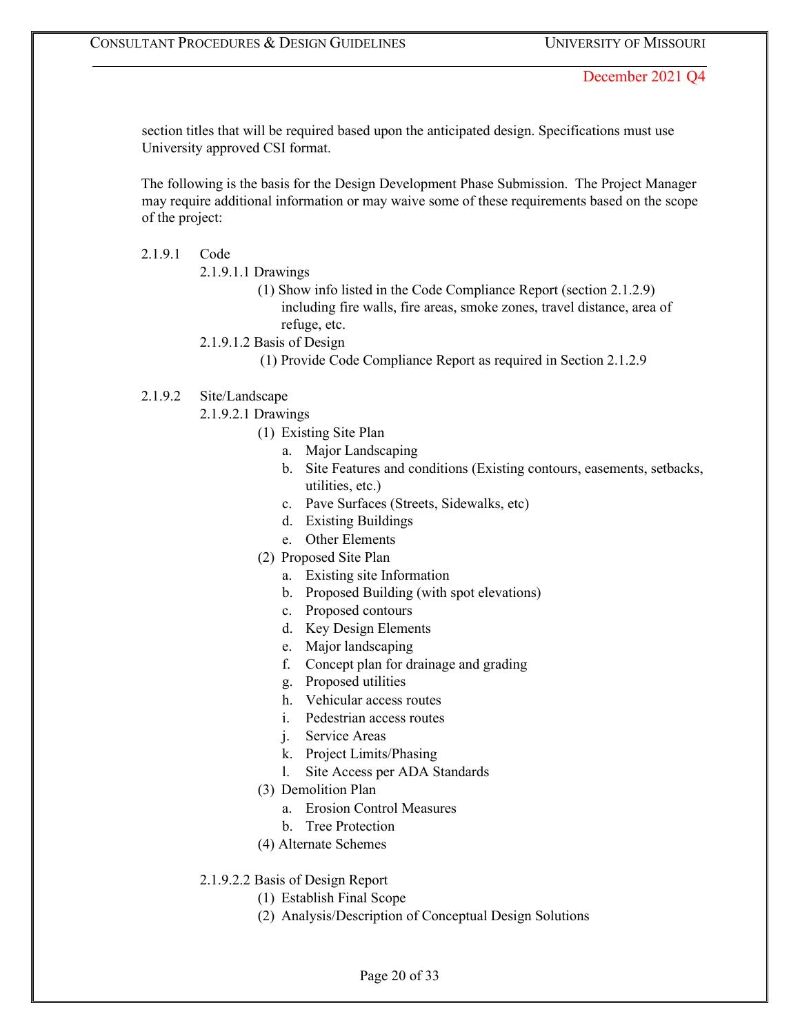section titles that will be required based upon the anticipated design. Specifications must use University approved CSI format.

The following is the basis for the Design Development Phase Submission. The Project Manager may require additional information or may waive some of these requirements based on the scope of the project:

2.1.9.1 Code

- 2.1.9.1.1 Drawings
  - (1) Show info listed in the Code Compliance Report (section 2.1.2.9) including fire walls, fire areas, smoke zones, travel distance, area of refuge, etc.
- 2.1.9.1.2 Basis of Design
  - (1) Provide Code Compliance Report as required in Section 2.1.2.9

2.1.9.2 Site/Landscape

- 2.1.9.2.1 Drawings
  - (1) Existing Site Plan
    - a. Major Landscaping
    - b. Site Features and conditions (Existing contours, easements, setbacks, utilities, etc.)
    - c. Pave Surfaces (Streets, Sidewalks, etc)
    - d. Existing Buildings
    - e. Other Elements
  - (2) Proposed Site Plan
    - a. Existing site Information
    - b. Proposed Building (with spot elevations)
    - c. Proposed contours
    - d. Key Design Elements
    - e. Major landscaping
    - f. Concept plan for drainage and grading
    - g. Proposed utilities
    - h. Vehicular access routes
    - i. Pedestrian access routes
    - j. Service Areas
    - k. Project Limits/Phasing
    - l. Site Access per ADA Standards
  - (3) Demolition Plan
    - a. Erosion Control Measures
    - b. Tree Protection
  - (4) Alternate Schemes
- 2.1.9.2.2 Basis of Design Report
  - (1) Establish Final Scope
  - (2) Analysis/Description of Conceptual Design Solutions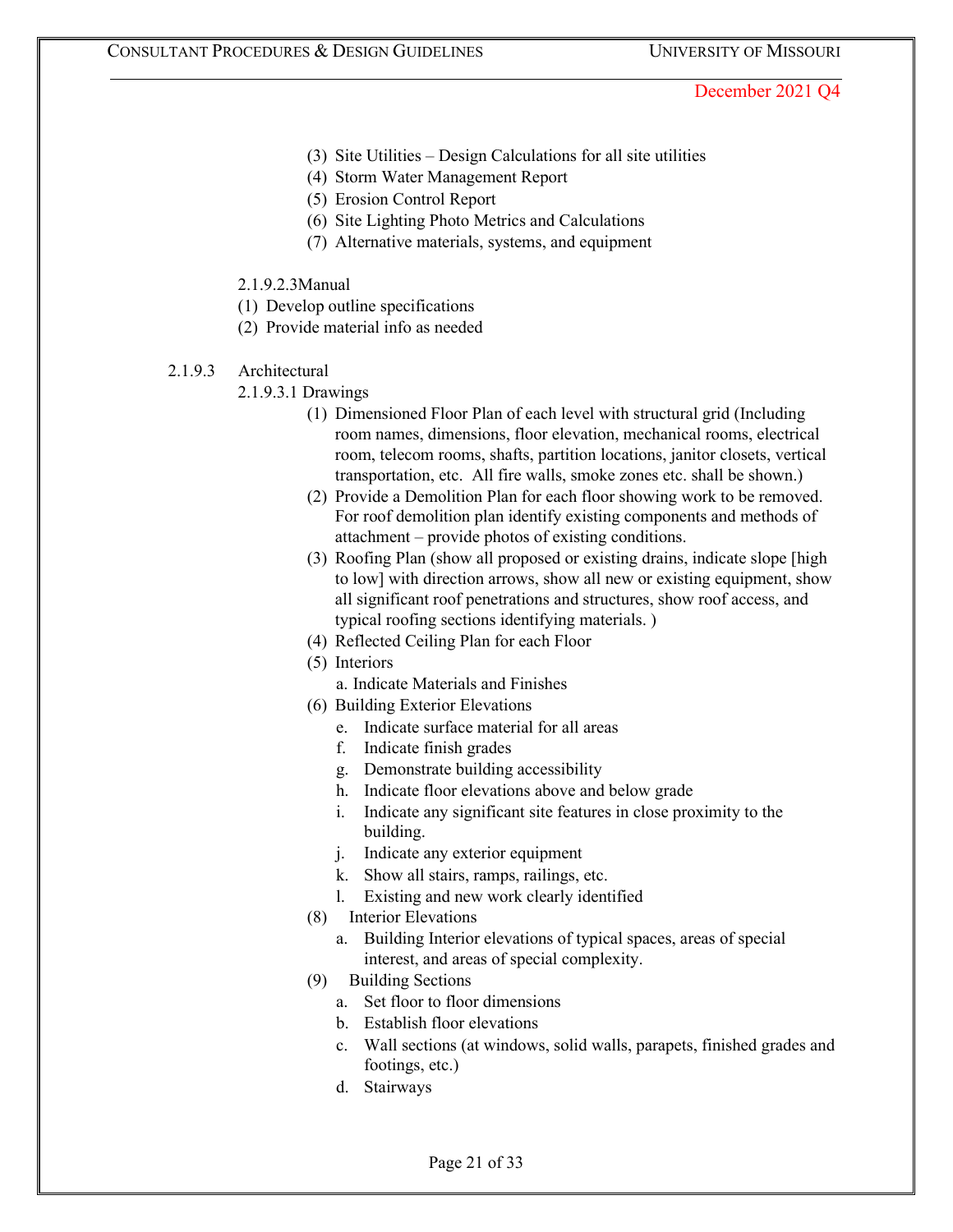(3) Site Utilities – Design Calculations for all site utilities
(4) Storm Water Management Report
(5) Erosion Control Report
(6) Site Lighting Photo Metrics and Calculations
(7) Alternative materials, systems, and equipment

2.1.9.2.3Manual

(1) Develop outline specifications
(2) Provide material info as needed

2.1.9.3 Architectural

2.1.9.3.1 Drawings

(1) Dimensioned Floor Plan of each level with structural grid (Including room names, dimensions, floor elevation, mechanical rooms, electrical room, telecom rooms, shafts, partition locations, janitor closets, vertical transportation, etc. All fire walls, smoke zones etc. shall be shown.)
(2) Provide a Demolition Plan for each floor showing work to be removed. For roof demolition plan identify existing components and methods of attachment – provide photos of existing conditions.
(3) Roofing Plan (show all proposed or existing drains, indicate slope [high to low] with direction arrows, show all new or existing equipment, show all significant roof penetrations and structures, show roof access, and typical roofing sections identifying materials. )
(4) Reflected Ceiling Plan for each Floor
(5) Interiors
    a. Indicate Materials and Finishes
(6) Building Exterior Elevations
    e. Indicate surface material for all areas
    f. Indicate finish grades
    g. Demonstrate building accessibility
    h. Indicate floor elevations above and below grade
    i. Indicate any significant site features in close proximity to the building.
    j. Indicate any exterior equipment
    k. Show all stairs, ramps, railings, etc.
    l. Existing and new work clearly identified
(8) Interior Elevations
    a. Building Interior elevations of typical spaces, areas of special interest, and areas of special complexity.
(9) Building Sections
    a. Set floor to floor dimensions
    b. Establish floor elevations
    c. Wall sections (at windows, solid walls, parapets, finished grades and footings, etc.)
    d. Stairways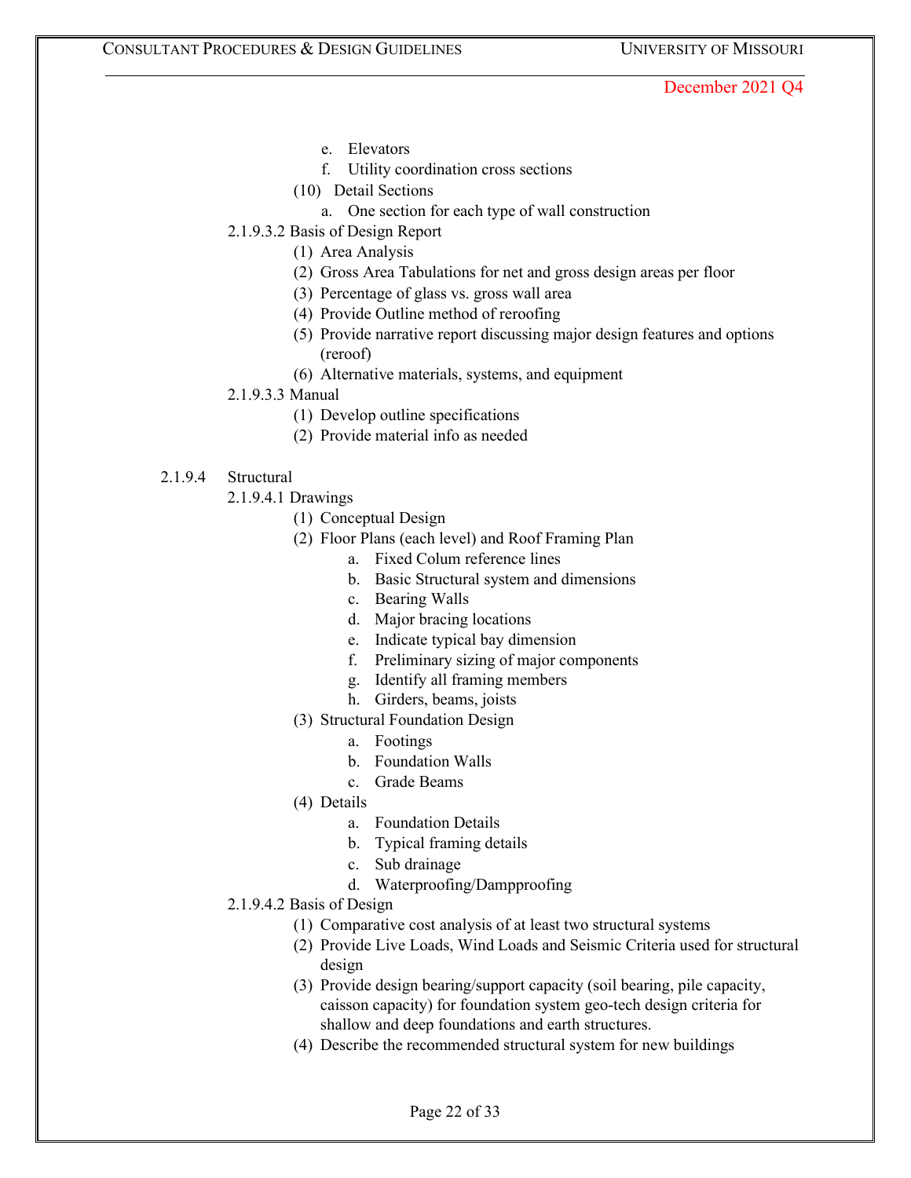e. Elevators
f. Utility coordination cross sections

(10) Detail Sections
a. One section for each type of wall construction

2.1.9.3.2 Basis of Design Report
(1) Area Analysis
(2) Gross Area Tabulations for net and gross design areas per floor
(3) Percentage of glass vs. gross wall area
(4) Provide Outline method of reroofing
(5) Provide narrative report discussing major design features and options (reroof)
(6) Alternative materials, systems, and equipment

2.1.9.3.3 Manual
(1) Develop outline specifications
(2) Provide material info as needed

2.1.9.4 Structural

2.1.9.4.1 Drawings
(1) Conceptual Design
(2) Floor Plans (each level) and Roof Framing Plan
a. Fixed Colum reference lines
b. Basic Structural system and dimensions
c. Bearing Walls
d. Major bracing locations
e. Indicate typical bay dimension
f. Preliminary sizing of major components
g. Identify all framing members
h. Girders, beams, joists
(3) Structural Foundation Design
a. Footings
b. Foundation Walls
c. Grade Beams
(4) Details
a. Foundation Details
b. Typical framing details
c. Sub drainage
d. Waterproofing/Dampproofing

2.1.9.4.2 Basis of Design
(1) Comparative cost analysis of at least two structural systems
(2) Provide Live Loads, Wind Loads and Seismic Criteria used for structural design
(3) Provide design bearing/support capacity (soil bearing, pile capacity, caisson capacity) for foundation system geo-tech design criteria for shallow and deep foundations and earth structures.
(4) Describe the recommended structural system for new buildings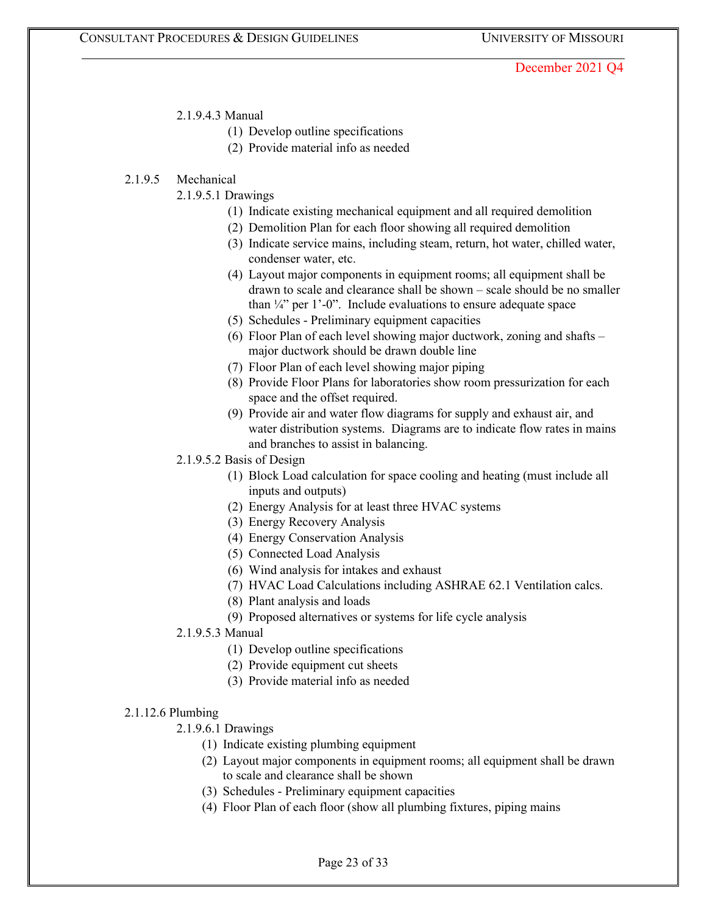December 2021 Q4

2.1.9.4.3 Manual

(1) Develop outline specifications
(2) Provide material info as needed

2.1.9.5 Mechanical

2.1.9.5.1 Drawings

(1) Indicate existing mechanical equipment and all required demolition
(2) Demolition Plan for each floor showing all required demolition
(3) Indicate service mains, including steam, return, hot water, chilled water, condenser water, etc.
(4) Layout major components in equipment rooms; all equipment shall be drawn to scale and clearance shall be shown – scale should be no smaller than ¼" per 1'-0". Include evaluations to ensure adequate space
(5) Schedules - Preliminary equipment capacities
(6) Floor Plan of each level showing major ductwork, zoning and shafts – major ductwork should be drawn double line
(7) Floor Plan of each level showing major piping
(8) Provide Floor Plans for laboratories show room pressurization for each space and the offset required.
(9) Provide air and water flow diagrams for supply and exhaust air, and water distribution systems. Diagrams are to indicate flow rates in mains and branches to assist in balancing.

2.1.9.5.2 Basis of Design

(1) Block Load calculation for space cooling and heating (must include all inputs and outputs)
(2) Energy Analysis for at least three HVAC systems
(3) Energy Recovery Analysis
(4) Energy Conservation Analysis
(5) Connected Load Analysis
(6) Wind analysis for intakes and exhaust
(7) HVAC Load Calculations including ASHRAE 62.1 Ventilation calcs.
(8) Plant analysis and loads
(9) Proposed alternatives or systems for life cycle analysis

2.1.9.5.3 Manual

(1) Develop outline specifications
(2) Provide equipment cut sheets
(3) Provide material info as needed

2.1.12.6 Plumbing

2.1.9.6.1 Drawings

(1) Indicate existing plumbing equipment
(2) Layout major components in equipment rooms; all equipment shall be drawn to scale and clearance shall be shown
(3) Schedules - Preliminary equipment capacities
(4) Floor Plan of each floor (show all plumbing fixtures, piping mains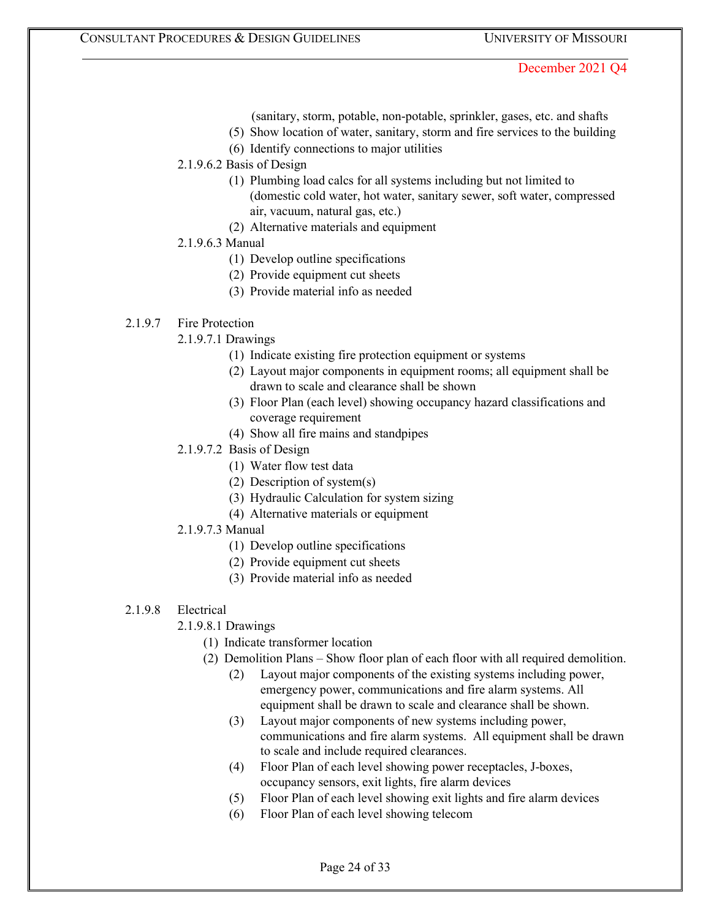(sanitary, storm, potable, non-potable, sprinkler, gases, etc. and shafts

(5) Show location of water, sanitary, storm and fire services to the building

(6) Identify connections to major utilities

2.1.9.6.2 Basis of Design

(1) Plumbing load calcs for all systems including but not limited to (domestic cold water, hot water, sanitary sewer, soft water, compressed air, vacuum, natural gas, etc.)

(2) Alternative materials and equipment

2.1.9.6.3 Manual

(1) Develop outline specifications

(2) Provide equipment cut sheets

(3) Provide material info as needed

2.1.9.7 Fire Protection

2.1.9.7.1 Drawings

(1) Indicate existing fire protection equipment or systems

(2) Layout major components in equipment rooms; all equipment shall be drawn to scale and clearance shall be shown

(3) Floor Plan (each level) showing occupancy hazard classifications and coverage requirement

(4) Show all fire mains and standpipes

2.1.9.7.2 Basis of Design

(1) Water flow test data

(2) Description of system(s)

(3) Hydraulic Calculation for system sizing

(4) Alternative materials or equipment

2.1.9.7.3 Manual

(1) Develop outline specifications

(2) Provide equipment cut sheets

(3) Provide material info as needed

2.1.9.8 Electrical

2.1.9.8.1 Drawings

(1) Indicate transformer location

(2) Demolition Plans – Show floor plan of each floor with all required demolition.

(2) Layout major components of the existing systems including power, emergency power, communications and fire alarm systems. All equipment shall be drawn to scale and clearance shall be shown.

(3) Layout major components of new systems including power, communications and fire alarm systems. All equipment shall be drawn to scale and include required clearances.

(4) Floor Plan of each level showing power receptacles, J-boxes, occupancy sensors, exit lights, fire alarm devices

(5) Floor Plan of each level showing exit lights and fire alarm devices

(6) Floor Plan of each level showing telecom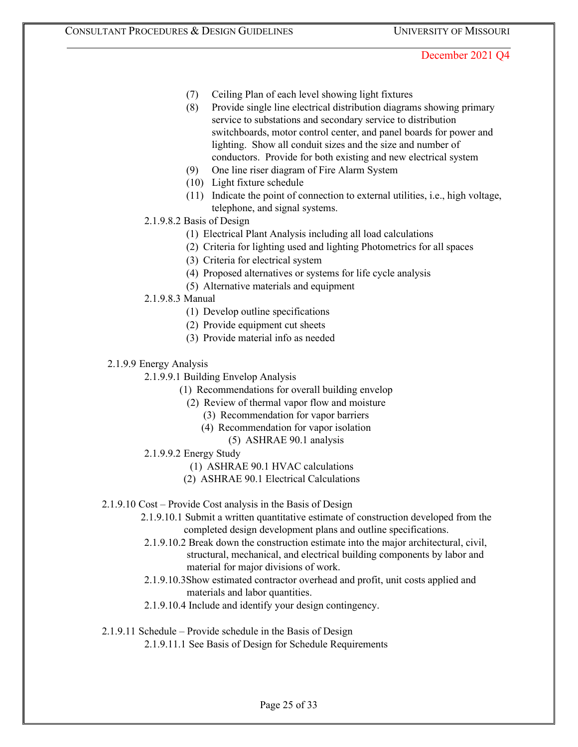(7) Ceiling Plan of each level showing light fixtures

(8) Provide single line electrical distribution diagrams showing primary service to substations and secondary service to distribution switchboards, motor control center, and panel boards for power and lighting. Show all conduit sizes and the size and number of conductors. Provide for both existing and new electrical system

(9) One line riser diagram of Fire Alarm System

(10) Light fixture schedule

(11) Indicate the point of connection to external utilities, i.e., high voltage, telephone, and signal systems.

2.1.9.8.2 Basis of Design

(1) Electrical Plant Analysis including all load calculations

(2) Criteria for lighting used and lighting Photometrics for all spaces

(3) Criteria for electrical system

(4) Proposed alternatives or systems for life cycle analysis

(5) Alternative materials and equipment

2.1.9.8.3 Manual

(1) Develop outline specifications

(2) Provide equipment cut sheets

(3) Provide material info as needed

2.1.9.9 Energy Analysis

2.1.9.9.1 Building Envelop Analysis

(1) Recommendations for overall building envelop

(2) Review of thermal vapor flow and moisture

(3) Recommendation for vapor barriers

(4) Recommendation for vapor isolation

(5) ASHRAE 90.1 analysis

2.1.9.9.2 Energy Study

(1) ASHRAE 90.1 HVAC calculations

(2) ASHRAE 90.1 Electrical Calculations

2.1.9.10 Cost – Provide Cost analysis in the Basis of Design

2.1.9.10.1 Submit a written quantitative estimate of construction developed from the completed design development plans and outline specifications.

2.1.9.10.2 Break down the construction estimate into the major architectural, civil, structural, mechanical, and electrical building components by labor and material for major divisions of work.

2.1.9.10.3Show estimated contractor overhead and profit, unit costs applied and materials and labor quantities.

2.1.9.10.4 Include and identify your design contingency.

2.1.9.11 Schedule – Provide schedule in the Basis of Design

2.1.9.11.1 See Basis of Design for Schedule Requirements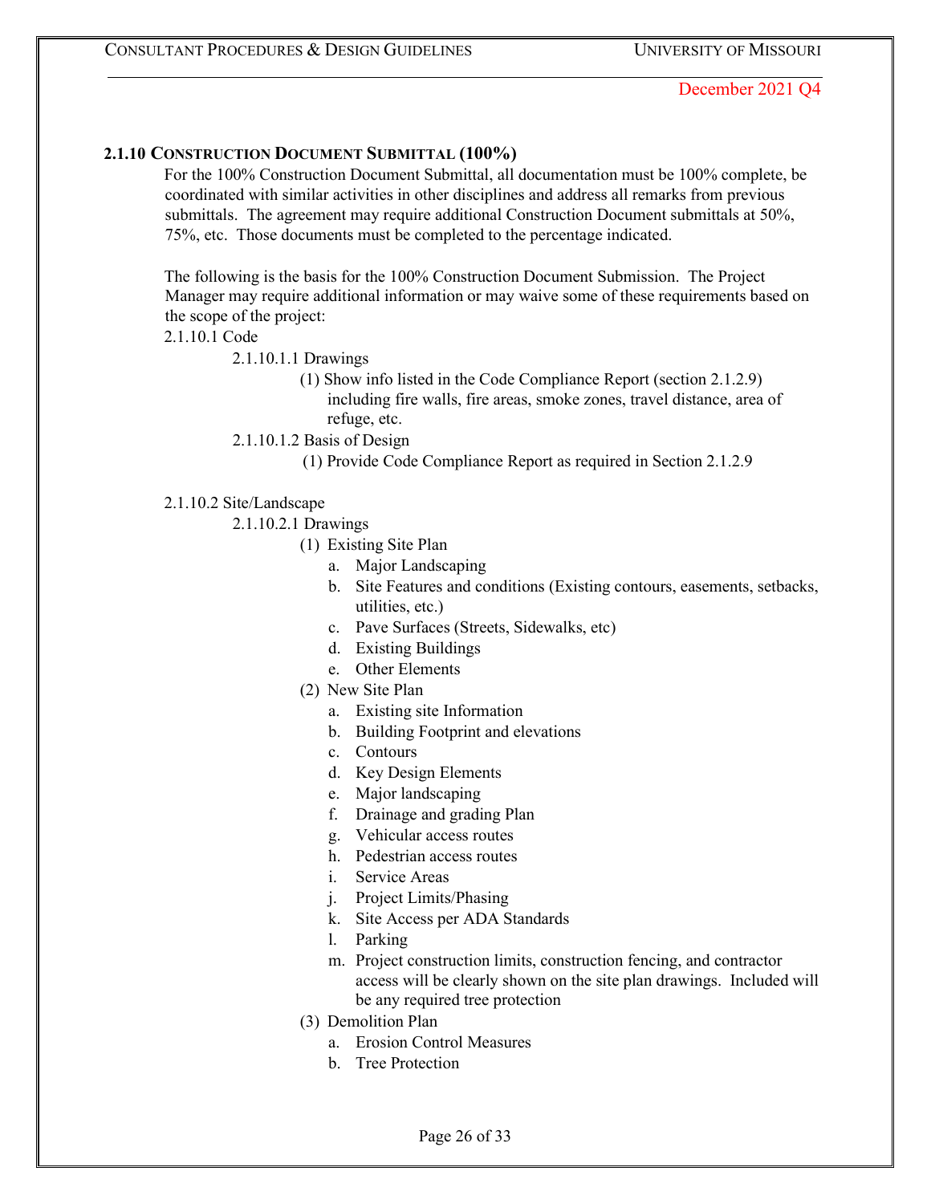### 2.1.10 Construction Document Submittal (100%)

For the 100% Construction Document Submittal, all documentation must be 100% complete, be coordinated with similar activities in other disciplines and address all remarks from previous submittals. The agreement may require additional Construction Document submittals at 50%, 75%, etc. Those documents must be completed to the percentage indicated.

The following is the basis for the 100% Construction Document Submission. The Project Manager may require additional information or may waive some of these requirements based on the scope of the project:

2.1.10.1 Code

- 2.1.10.1.1 Drawings
  - (1) Show info listed in the Code Compliance Report (section 2.1.2.9) including fire walls, fire areas, smoke zones, travel distance, area of refuge, etc.
- 2.1.10.1.2 Basis of Design
  - (1) Provide Code Compliance Report as required in Section 2.1.2.9

2.1.10.2 Site/Landscape

- 2.1.10.2.1 Drawings
  - (1) Existing Site Plan
    - a. Major Landscaping
    - b. Site Features and conditions (Existing contours, easements, setbacks, utilities, etc.)
    - c. Pave Surfaces (Streets, Sidewalks, etc)
    - d. Existing Buildings
    - e. Other Elements
  - (2) New Site Plan
    - a. Existing site Information
    - b. Building Footprint and elevations
    - c. Contours
    - d. Key Design Elements
    - e. Major landscaping
    - f. Drainage and grading Plan
    - g. Vehicular access routes
    - h. Pedestrian access routes
    - i. Service Areas
    - j. Project Limits/Phasing
    - k. Site Access per ADA Standards
    - l. Parking
    - m. Project construction limits, construction fencing, and contractor access will be clearly shown on the site plan drawings. Included will be any required tree protection
  - (3) Demolition Plan
    - a. Erosion Control Measures
    - b. Tree Protection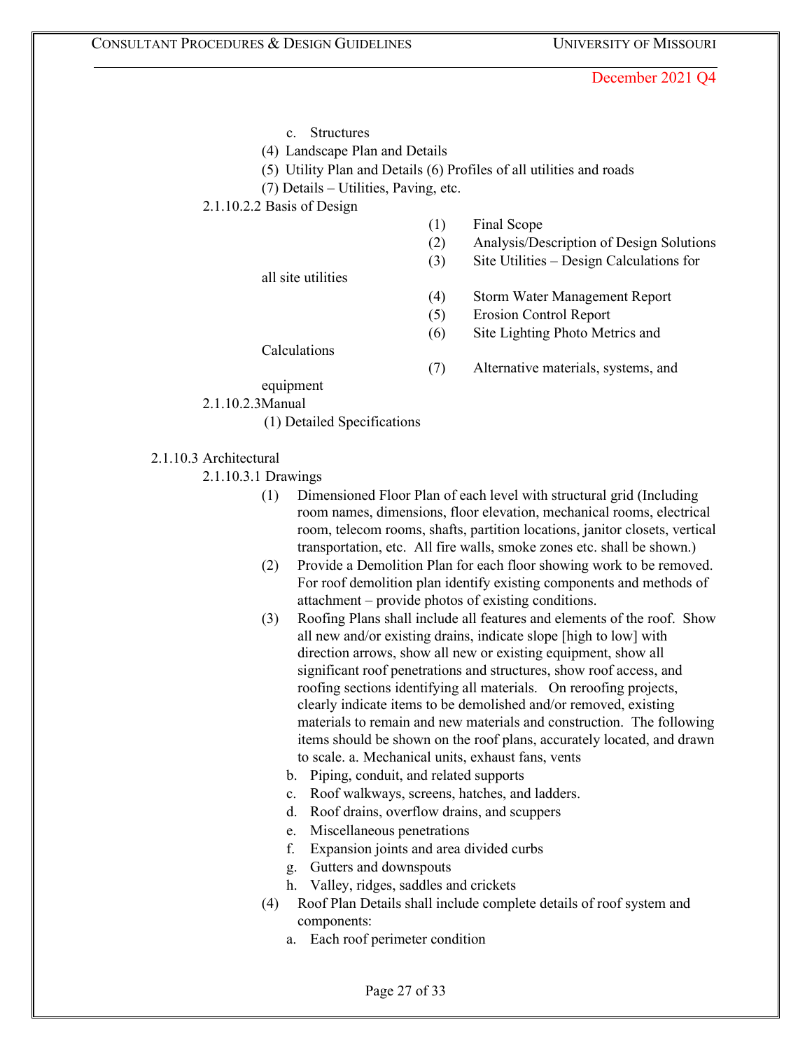c. Structures

(4) Landscape Plan and Details

(5) Utility Plan and Details (6) Profiles of all utilities and roads

(7) Details – Utilities, Paving, etc.

2.1.10.2.2 Basis of Design

(1) Final Scope

(2) Analysis/Description of Design Solutions

(3) Site Utilities – Design Calculations for all site utilities

(4) Storm Water Management Report

(5) Erosion Control Report

(6) Site Lighting Photo Metrics and Calculations

(7) Alternative materials, systems, and equipment

2.1.10.2.3 Manual

(1) Detailed Specifications

2.1.10.3 Architectural

2.1.10.3.1 Drawings

(1) Dimensioned Floor Plan of each level with structural grid (Including room names, dimensions, floor elevation, mechanical rooms, electrical room, telecom rooms, shafts, partition locations, janitor closets, vertical transportation, etc. All fire walls, smoke zones etc. shall be shown.)

(2) Provide a Demolition Plan for each floor showing work to be removed. For roof demolition plan identify existing components and methods of attachment – provide photos of existing conditions.

(3) Roofing Plans shall include all features and elements of the roof. Show all new and/or existing drains, indicate slope [high to low] with direction arrows, show all new or existing equipment, show all significant roof penetrations and structures, show roof access, and roofing sections identifying all materials. On reroofing projects, clearly indicate items to be demolished and/or removed, existing materials to remain and new materials and construction. The following items should be shown on the roof plans, accurately located, and drawn to scale. a. Mechanical units, exhaust fans, vents

b. Piping, conduit, and related supports

c. Roof walkways, screens, hatches, and ladders.

d. Roof drains, overflow drains, and scuppers

e. Miscellaneous penetrations

f. Expansion joints and area divided curbs

g. Gutters and downspouts

h. Valley, ridges, saddles and crickets

(4) Roof Plan Details shall include complete details of roof system and components:

a. Each roof perimeter condition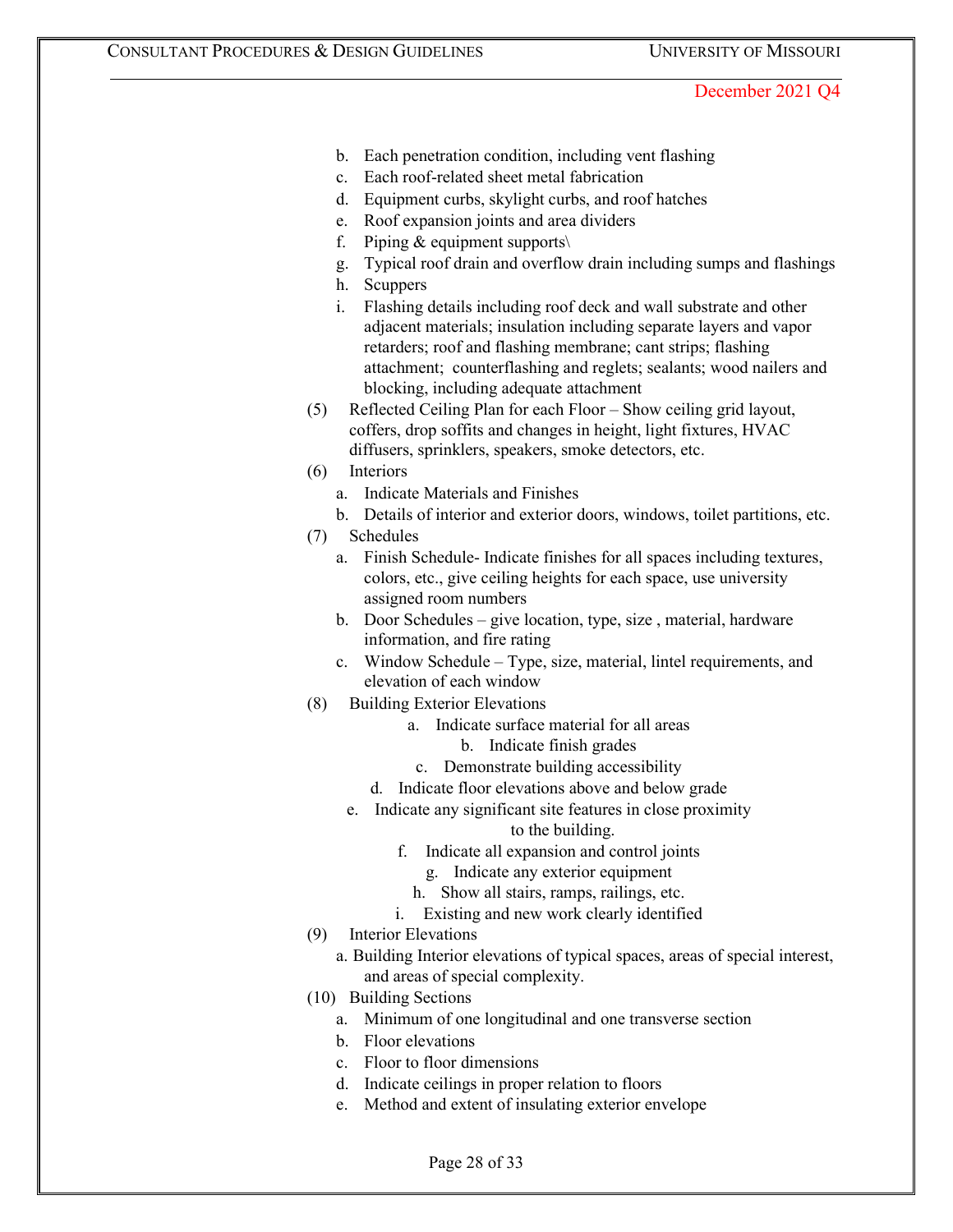b. Each penetration condition, including vent flashing
c. Each roof-related sheet metal fabrication
d. Equipment curbs, skylight curbs, and roof hatches
e. Roof expansion joints and area dividers
f. Piping & equipment supports\
g. Typical roof drain and overflow drain including sumps and flashings
h. Scuppers
i. Flashing details including roof deck and wall substrate and other adjacent materials; insulation including separate layers and vapor retarders; roof and flashing membrane; cant strips; flashing attachment; counterflashing and reglets; sealants; wood nailers and blocking, including adequate attachment

(5) Reflected Ceiling Plan for each Floor – Show ceiling grid layout, coffers, drop soffits and changes in height, light fixtures, HVAC diffusers, sprinklers, speakers, smoke detectors, etc.

(6) Interiors

a. Indicate Materials and Finishes
b. Details of interior and exterior doors, windows, toilet partitions, etc.

(7) Schedules

a. Finish Schedule- Indicate finishes for all spaces including textures, colors, etc., give ceiling heights for each space, use university assigned room numbers
b. Door Schedules – give location, type, size , material, hardware information, and fire rating
c. Window Schedule – Type, size, material, lintel requirements, and elevation of each window

(8) Building Exterior Elevations

a. Indicate surface material for all areas
b. Indicate finish grades
c. Demonstrate building accessibility
d. Indicate floor elevations above and below grade
e. Indicate any significant site features in close proximity to the building.
f. Indicate all expansion and control joints
g. Indicate any exterior equipment
h. Show all stairs, ramps, railings, etc.
i. Existing and new work clearly identified

(9) Interior Elevations

a. Building Interior elevations of typical spaces, areas of special interest, and areas of special complexity.

(10) Building Sections

a. Minimum of one longitudinal and one transverse section
b. Floor elevations
c. Floor to floor dimensions
d. Indicate ceilings in proper relation to floors
e. Method and extent of insulating exterior envelope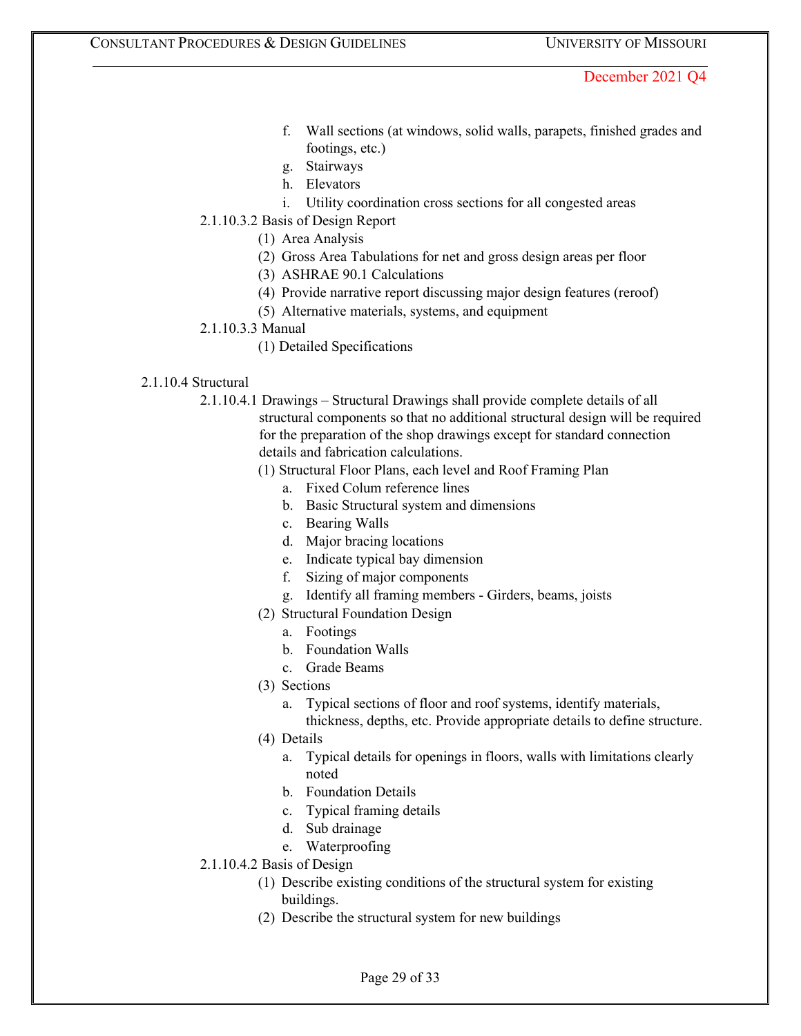f. Wall sections (at windows, solid walls, parapets, finished grades and footings, etc.)
g. Stairways
h. Elevators
i. Utility coordination cross sections for all congested areas

2.1.10.3.2 Basis of Design Report

(1) Area Analysis
(2) Gross Area Tabulations for net and gross design areas per floor
(3) ASHRAE 90.1 Calculations
(4) Provide narrative report discussing major design features (reroof)
(5) Alternative materials, systems, and equipment

2.1.10.3.3 Manual

(1) Detailed Specifications

2.1.10.4 Structural

2.1.10.4.1 Drawings – Structural Drawings shall provide complete details of all structural components so that no additional structural design will be required for the preparation of the shop drawings except for standard connection details and fabrication calculations.

(1) Structural Floor Plans, each level and Roof Framing Plan
  a. Fixed Colum reference lines
  b. Basic Structural system and dimensions
  c. Bearing Walls
  d. Major bracing locations
  e. Indicate typical bay dimension
  f. Sizing of major components
  g. Identify all framing members - Girders, beams, joists
(2) Structural Foundation Design
  a. Footings
  b. Foundation Walls
  c. Grade Beams
(3) Sections
  a. Typical sections of floor and roof systems, identify materials, thickness, depths, etc. Provide appropriate details to define structure.
(4) Details
  a. Typical details for openings in floors, walls with limitations clearly noted
  b. Foundation Details
  c. Typical framing details
  d. Sub drainage
  e. Waterproofing

2.1.10.4.2 Basis of Design

(1) Describe existing conditions of the structural system for existing buildings.
(2) Describe the structural system for new buildings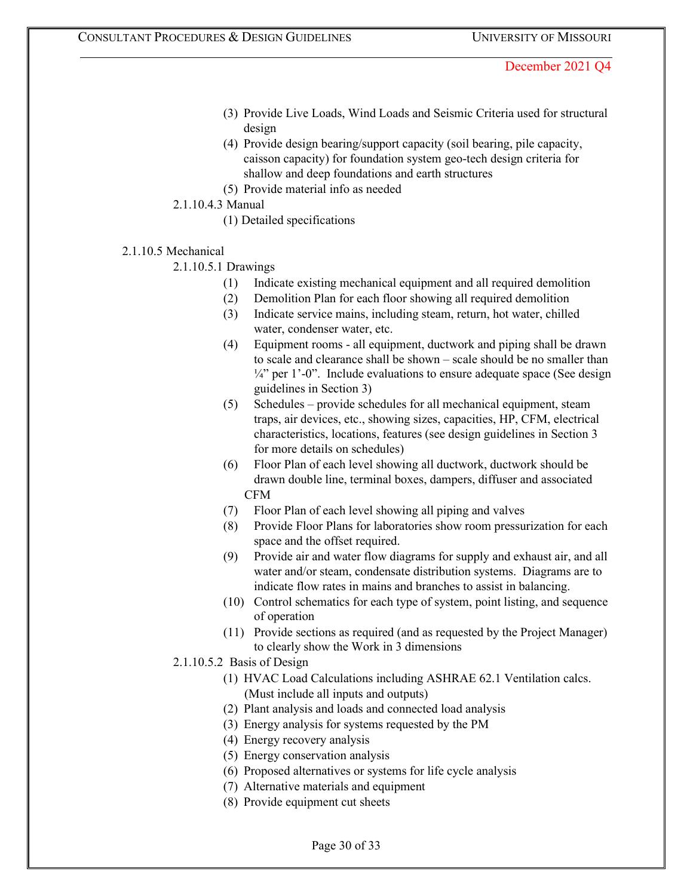(3) Provide Live Loads, Wind Loads and Seismic Criteria used for structural design
(4) Provide design bearing/support capacity (soil bearing, pile capacity, caisson capacity) for foundation system geo-tech design criteria for shallow and deep foundations and earth structures
(5) Provide material info as needed

2.1.10.4.3 Manual

(1) Detailed specifications

2.1.10.5 Mechanical

2.1.10.5.1 Drawings

(1) Indicate existing mechanical equipment and all required demolition
(2) Demolition Plan for each floor showing all required demolition
(3) Indicate service mains, including steam, return, hot water, chilled water, condenser water, etc.
(4) Equipment rooms - all equipment, ductwork and piping shall be drawn to scale and clearance shall be shown – scale should be no smaller than ¼" per 1'-0". Include evaluations to ensure adequate space (See design guidelines in Section 3)
(5) Schedules – provide schedules for all mechanical equipment, steam traps, air devices, etc., showing sizes, capacities, HP, CFM, electrical characteristics, locations, features (see design guidelines in Section 3 for more details on schedules)
(6) Floor Plan of each level showing all ductwork, ductwork should be drawn double line, terminal boxes, dampers, diffuser and associated CFM
(7) Floor Plan of each level showing all piping and valves
(8) Provide Floor Plans for laboratories show room pressurization for each space and the offset required.
(9) Provide air and water flow diagrams for supply and exhaust air, and all water and/or steam, condensate distribution systems. Diagrams are to indicate flow rates in mains and branches to assist in balancing.
(10) Control schematics for each type of system, point listing, and sequence of operation
(11) Provide sections as required (and as requested by the Project Manager) to clearly show the Work in 3 dimensions

2.1.10.5.2 Basis of Design

(1) HVAC Load Calculations including ASHRAE 62.1 Ventilation calcs. (Must include all inputs and outputs)
(2) Plant analysis and loads and connected load analysis
(3) Energy analysis for systems requested by the PM
(4) Energy recovery analysis
(5) Energy conservation analysis
(6) Proposed alternatives or systems for life cycle analysis
(7) Alternative materials and equipment
(8) Provide equipment cut sheets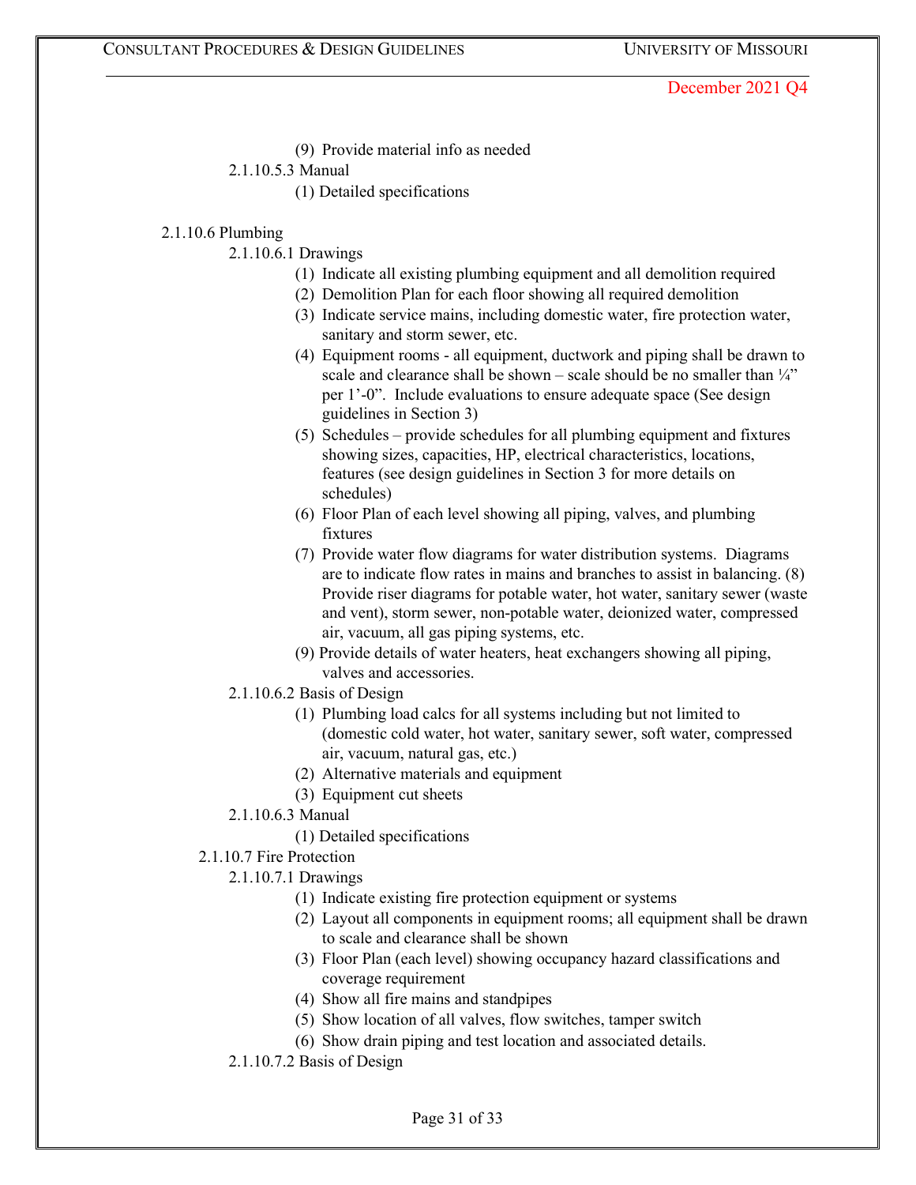(9) Provide material info as needed

2.1.10.5.3 Manual

(1) Detailed specifications

2.1.10.6 Plumbing

2.1.10.6.1 Drawings

(1) Indicate all existing plumbing equipment and all demolition required
(2) Demolition Plan for each floor showing all required demolition
(3) Indicate service mains, including domestic water, fire protection water, sanitary and storm sewer, etc.
(4) Equipment rooms - all equipment, ductwork and piping shall be drawn to scale and clearance shall be shown – scale should be no smaller than ¼" per 1'-0". Include evaluations to ensure adequate space (See design guidelines in Section 3)
(5) Schedules – provide schedules for all plumbing equipment and fixtures showing sizes, capacities, HP, electrical characteristics, locations, features (see design guidelines in Section 3 for more details on schedules)
(6) Floor Plan of each level showing all piping, valves, and plumbing fixtures
(7) Provide water flow diagrams for water distribution systems. Diagrams are to indicate flow rates in mains and branches to assist in balancing. (8) Provide riser diagrams for potable water, hot water, sanitary sewer (waste and vent), storm sewer, non-potable water, deionized water, compressed air, vacuum, all gas piping systems, etc.
(9) Provide details of water heaters, heat exchangers showing all piping, valves and accessories.

2.1.10.6.2 Basis of Design

(1) Plumbing load calcs for all systems including but not limited to (domestic cold water, hot water, sanitary sewer, soft water, compressed air, vacuum, natural gas, etc.)
(2) Alternative materials and equipment
(3) Equipment cut sheets

2.1.10.6.3 Manual

(1) Detailed specifications

2.1.10.7 Fire Protection

2.1.10.7.1 Drawings

(1) Indicate existing fire protection equipment or systems
(2) Layout all components in equipment rooms; all equipment shall be drawn to scale and clearance shall be shown
(3) Floor Plan (each level) showing occupancy hazard classifications and coverage requirement
(4) Show all fire mains and standpipes
(5) Show location of all valves, flow switches, tamper switch
(6) Show drain piping and test location and associated details.

2.1.10.7.2 Basis of Design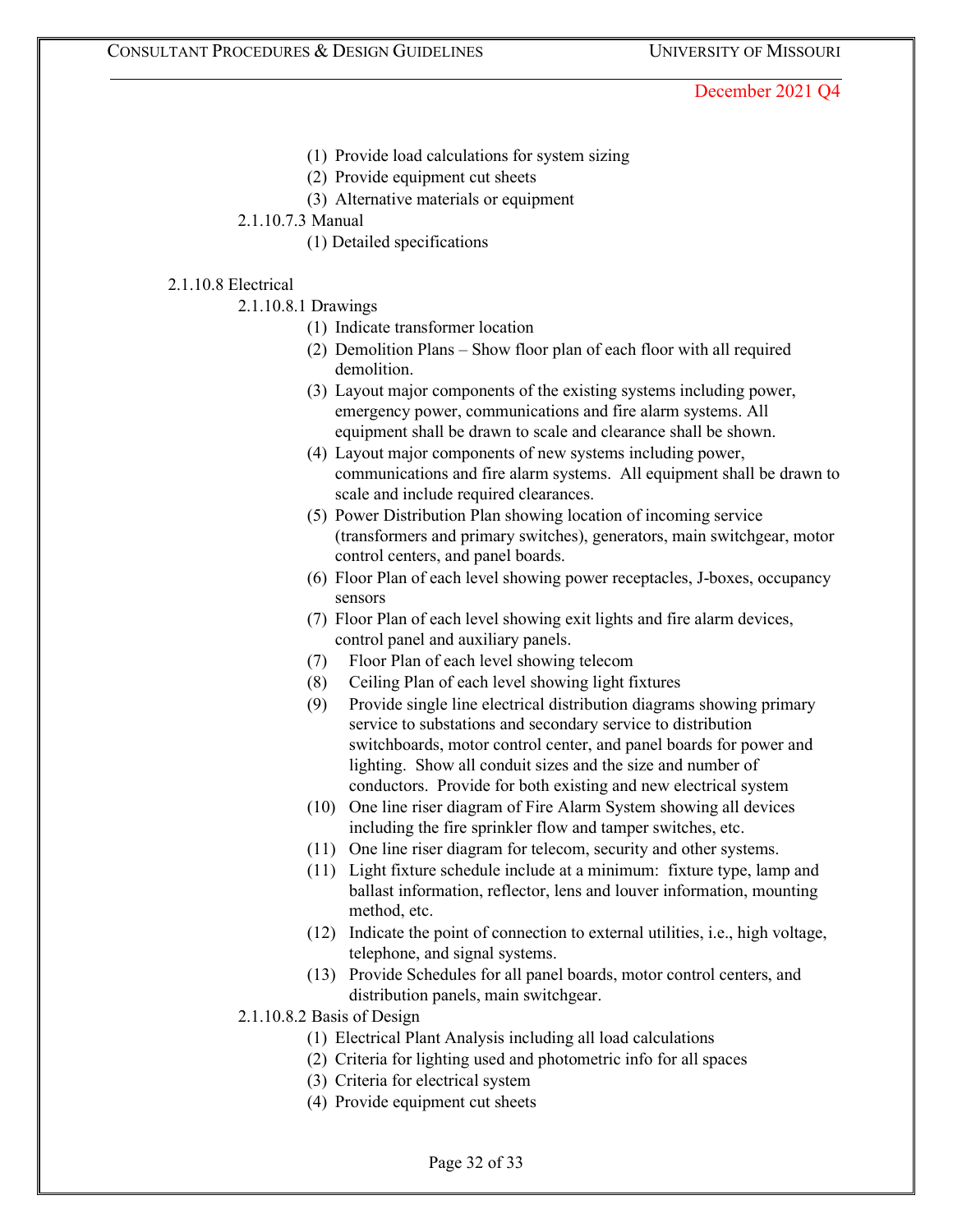(1) Provide load calculations for system sizing
(2) Provide equipment cut sheets
(3) Alternative materials or equipment

2.1.10.7.3 Manual

(1) Detailed specifications

2.1.10.8 Electrical

2.1.10.8.1 Drawings

(1) Indicate transformer location
(2) Demolition Plans – Show floor plan of each floor with all required demolition.
(3) Layout major components of the existing systems including power, emergency power, communications and fire alarm systems. All equipment shall be drawn to scale and clearance shall be shown.
(4) Layout major components of new systems including power, communications and fire alarm systems. All equipment shall be drawn to scale and include required clearances.
(5) Power Distribution Plan showing location of incoming service (transformers and primary switches), generators, main switchgear, motor control centers, and panel boards.
(6) Floor Plan of each level showing power receptacles, J-boxes, occupancy sensors
(7) Floor Plan of each level showing exit lights and fire alarm devices, control panel and auxiliary panels.
(7) Floor Plan of each level showing telecom
(8) Ceiling Plan of each level showing light fixtures
(9) Provide single line electrical distribution diagrams showing primary service to substations and secondary service to distribution switchboards, motor control center, and panel boards for power and lighting. Show all conduit sizes and the size and number of conductors. Provide for both existing and new electrical system
(10) One line riser diagram of Fire Alarm System showing all devices including the fire sprinkler flow and tamper switches, etc.
(11) One line riser diagram for telecom, security and other systems.
(11) Light fixture schedule include at a minimum: fixture type, lamp and ballast information, reflector, lens and louver information, mounting method, etc.
(12) Indicate the point of connection to external utilities, i.e., high voltage, telephone, and signal systems.
(13) Provide Schedules for all panel boards, motor control centers, and distribution panels, main switchgear.

2.1.10.8.2 Basis of Design

(1) Electrical Plant Analysis including all load calculations
(2) Criteria for lighting used and photometric info for all spaces
(3) Criteria for electrical system
(4) Provide equipment cut sheets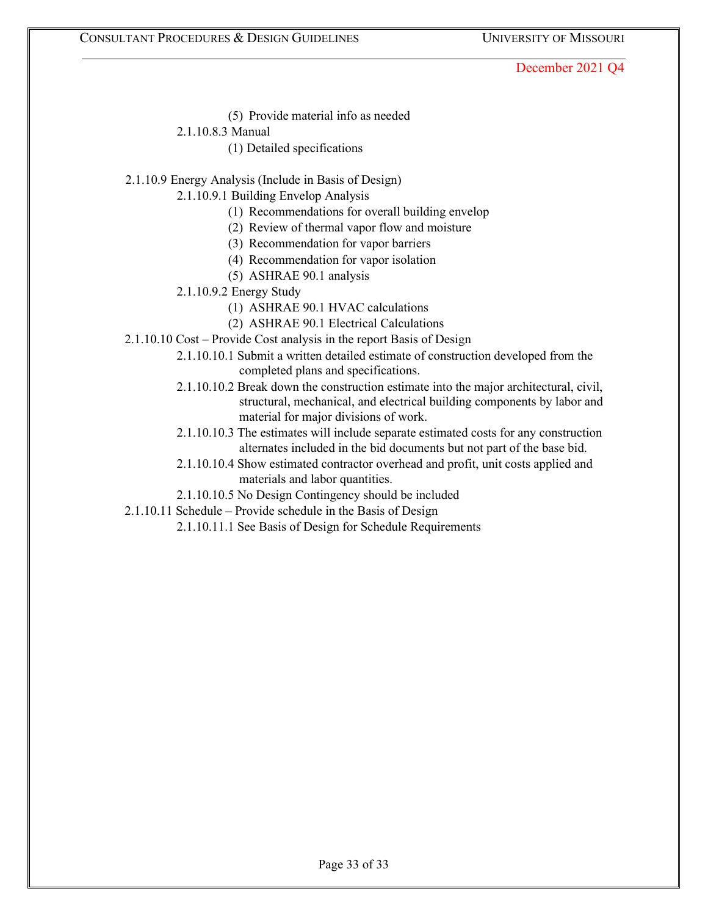(5) Provide material info as needed

2.1.10.8.3 Manual

(1) Detailed specifications

2.1.10.9 Energy Analysis (Include in Basis of Design)

2.1.10.9.1 Building Envelop Analysis

(1) Recommendations for overall building envelop

(2) Review of thermal vapor flow and moisture

(3) Recommendation for vapor barriers

(4) Recommendation for vapor isolation

(5) ASHRAE 90.1 analysis

2.1.10.9.2 Energy Study

(1) ASHRAE 90.1 HVAC calculations

(2) ASHRAE 90.1 Electrical Calculations

2.1.10.10 Cost – Provide Cost analysis in the report Basis of Design

2.1.10.10.1 Submit a written detailed estimate of construction developed from the completed plans and specifications.

2.1.10.10.2 Break down the construction estimate into the major architectural, civil, structural, mechanical, and electrical building components by labor and material for major divisions of work.

2.1.10.10.3 The estimates will include separate estimated costs for any construction alternates included in the bid documents but not part of the base bid.

2.1.10.10.4 Show estimated contractor overhead and profit, unit costs applied and materials and labor quantities.

2.1.10.10.5 No Design Contingency should be included

2.1.10.11 Schedule – Provide schedule in the Basis of Design

2.1.10.11.1 See Basis of Design for Schedule Requirements